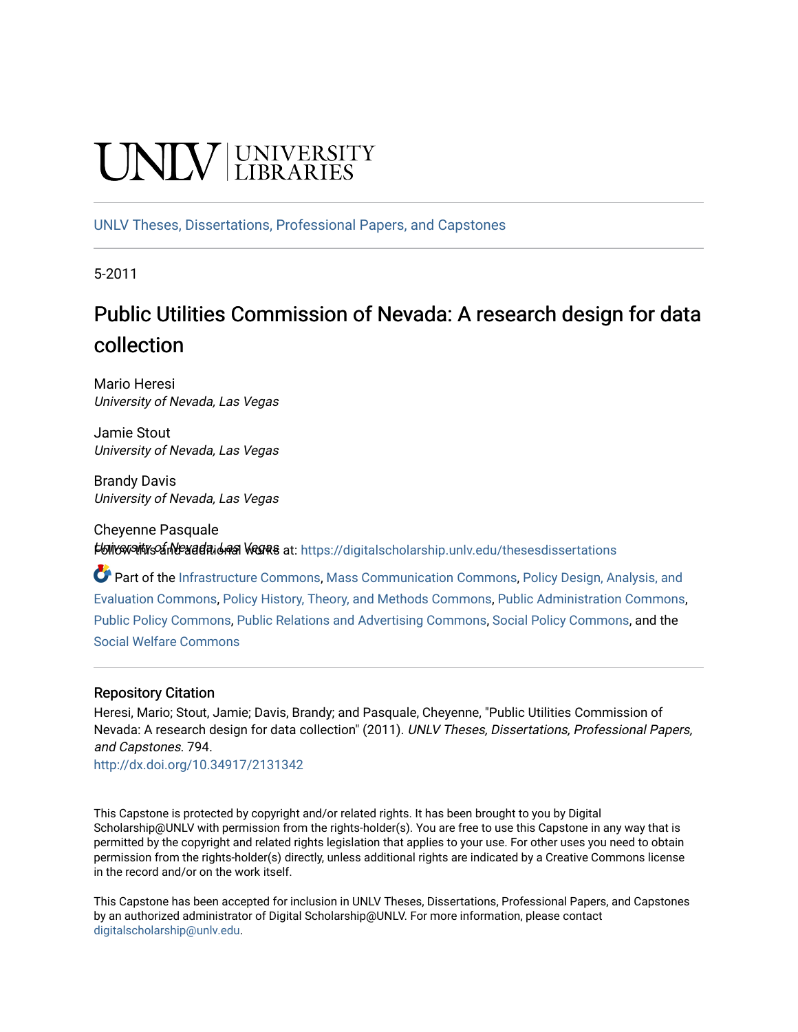UNLV | UNIVERSITY LIBRARIES

UNLV Theses, Dissertations, Professional Papers, and Capstones

5-2011

# Public Utilities Commission of Nevada: A research design for data collection

Mario Heresi
*University of Nevada, Las Vegas*

Jamie Stout
*University of Nevada, Las Vegas*

Brandy Davis
*University of Nevada, Las Vegas*

Cheyenne Pasquale
*University of Nevada, Las Vegas*

Follow this and additional works at: https://digitalscholarship.unlv.edu/thesesdissertations

Part of the Infrastructure Commons, Mass Communication Commons, Policy Design, Analysis, and Evaluation Commons, Policy History, Theory, and Methods Commons, Public Administration Commons, Public Policy Commons, Public Relations and Advertising Commons, Social Policy Commons, and the Social Welfare Commons

### Repository Citation

Heresi, Mario; Stout, Jamie; Davis, Brandy; and Pasquale, Cheyenne, "Public Utilities Commission of Nevada: A research design for data collection" (2011). *UNLV Theses, Dissertations, Professional Papers, and Capstones*. 794.
http://dx.doi.org/10.34917/2131342

This Capstone is protected by copyright and/or related rights. It has been brought to you by Digital Scholarship@UNLV with permission from the rights-holder(s). You are free to use this Capstone in any way that is permitted by the copyright and related rights legislation that applies to your use. For other uses you need to obtain permission from the rights-holder(s) directly, unless additional rights are indicated by a Creative Commons license in the record and/or on the work itself.

This Capstone has been accepted for inclusion in UNLV Theses, Dissertations, Professional Papers, and Capstones by an authorized administrator of Digital Scholarship@UNLV. For more information, please contact digitalscholarship@unlv.edu.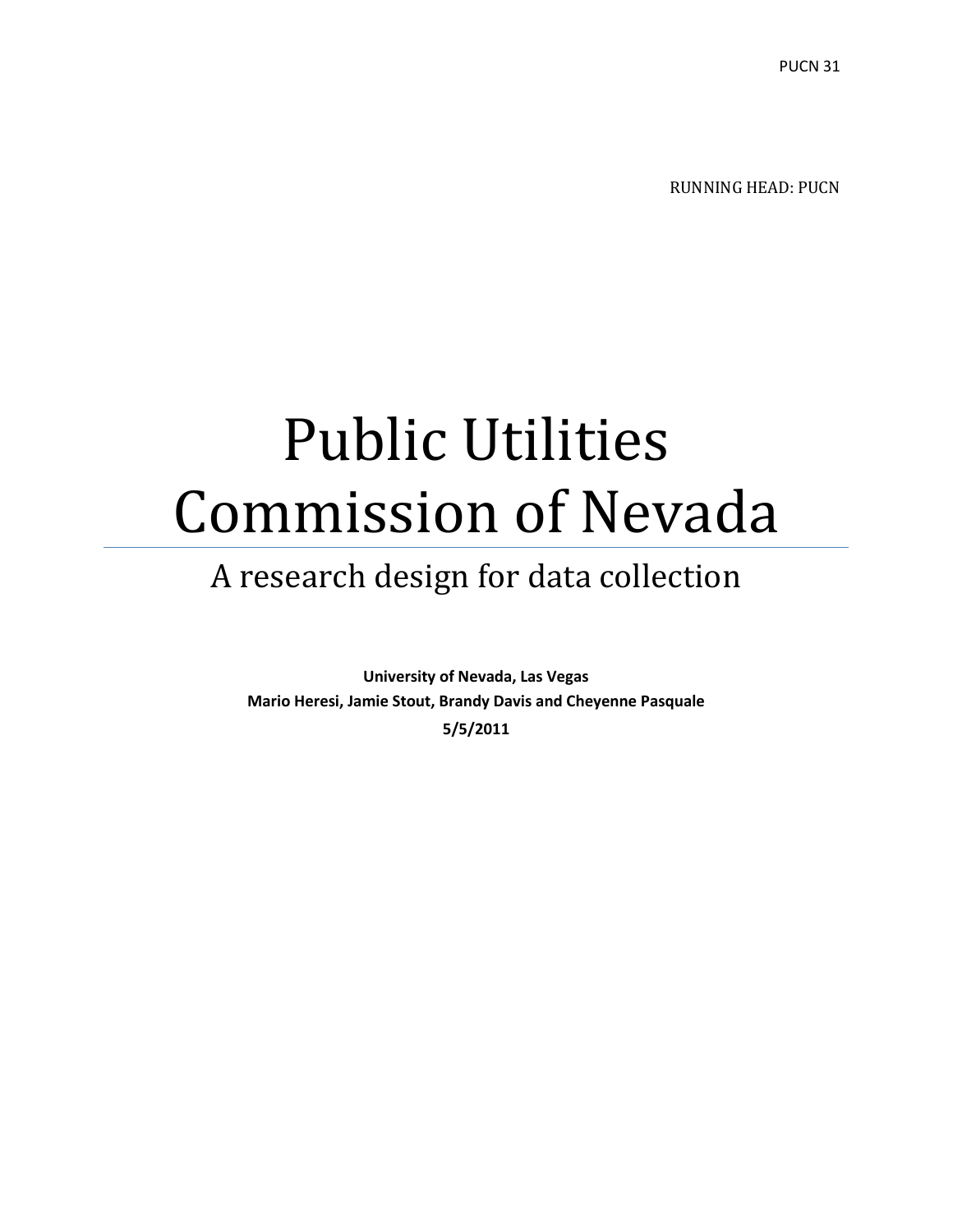RUNNING HEAD: PUCN

# Public Utilities Commission of Nevada

## A research design for data collection

**University of Nevada, Las Vegas**
**Mario Heresi, Jamie Stout, Brandy Davis and Cheyenne Pasquale**
**5/5/2011**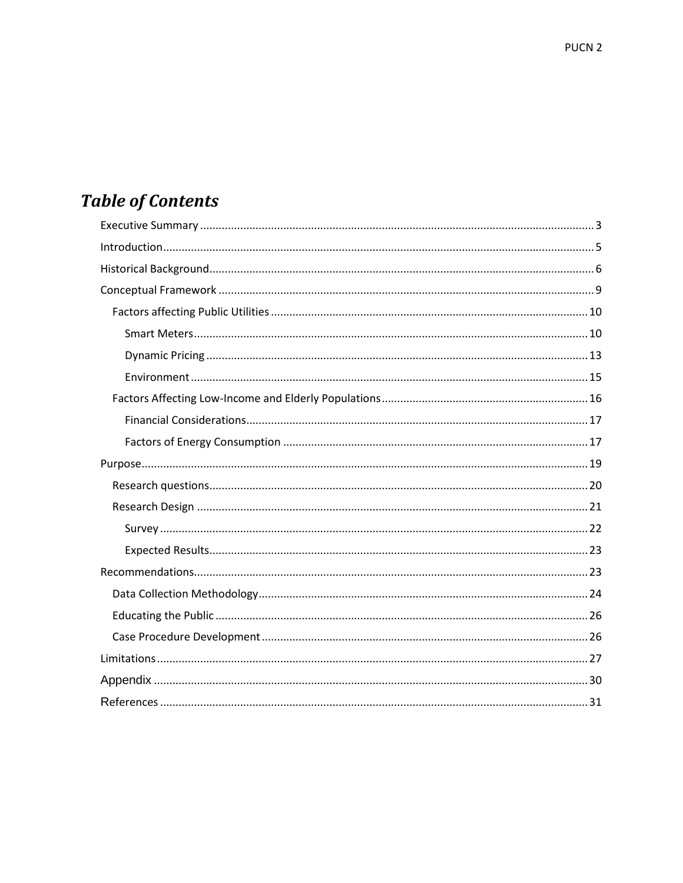# *Table of Contents*

- Executive Summary ..... 3
- Introduction ..... 5
- Historical Background ..... 6
- Conceptual Framework ..... 9
  - Factors affecting Public Utilities ..... 10
    - Smart Meters ..... 10
    - Dynamic Pricing ..... 13
    - Environment ..... 15
  - Factors Affecting Low-Income and Elderly Populations ..... 16
    - Financial Considerations ..... 17
    - Factors of Energy Consumption ..... 17
- Purpose ..... 19
  - Research questions ..... 20
  - Research Design ..... 21
    - Survey ..... 22
    - Expected Results ..... 23
- Recommendations ..... 23
  - Data Collection Methodology ..... 24
  - Educating the Public ..... 26
  - Case Procedure Development ..... 26
- Limitations ..... 27
- Appendix ..... 30
- References ..... 31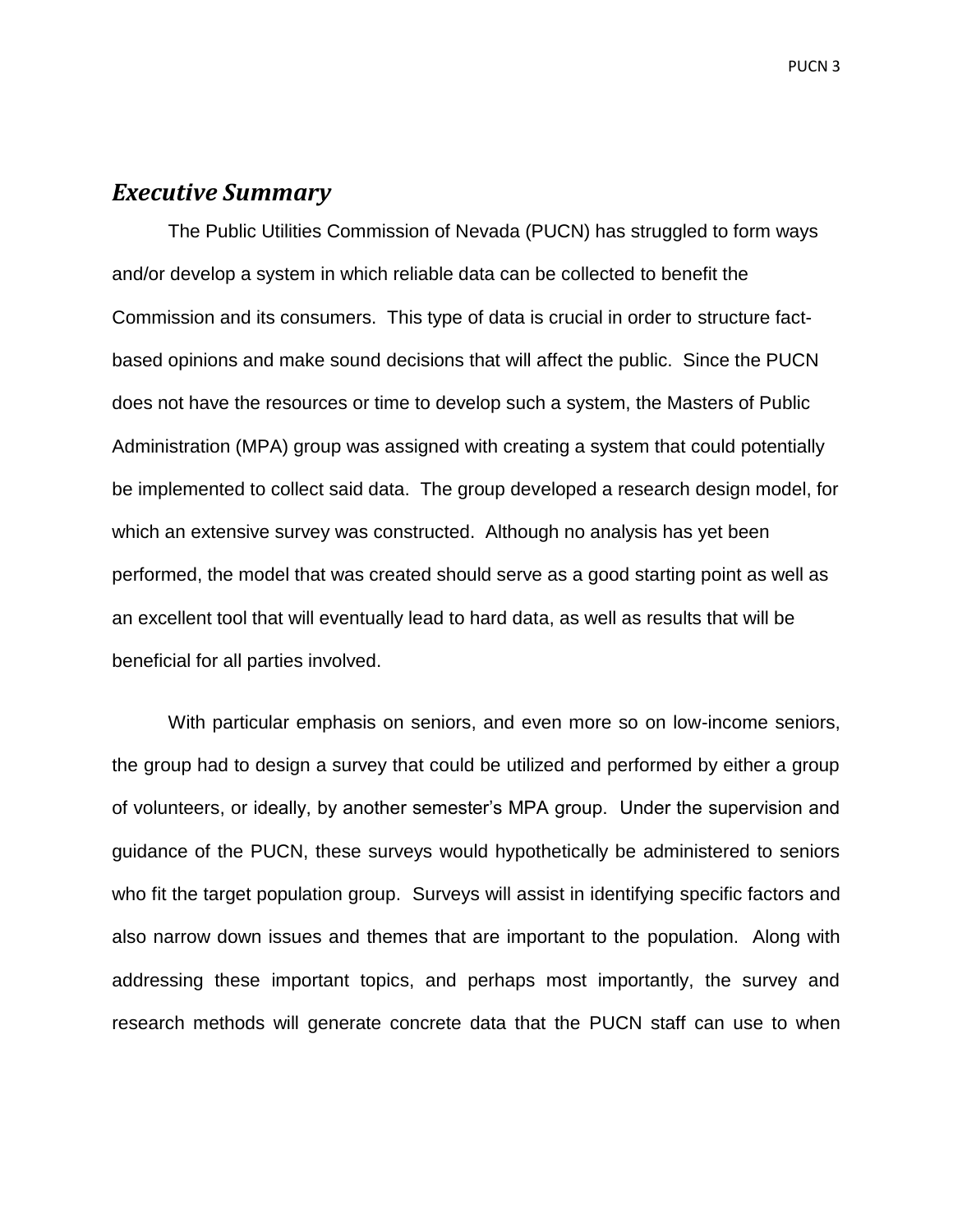## *Executive Summary*

The Public Utilities Commission of Nevada (PUCN) has struggled to form ways and/or develop a system in which reliable data can be collected to benefit the Commission and its consumers. This type of data is crucial in order to structure fact-based opinions and make sound decisions that will affect the public. Since the PUCN does not have the resources or time to develop such a system, the Masters of Public Administration (MPA) group was assigned with creating a system that could potentially be implemented to collect said data. The group developed a research design model, for which an extensive survey was constructed. Although no analysis has yet been performed, the model that was created should serve as a good starting point as well as an excellent tool that will eventually lead to hard data, as well as results that will be beneficial for all parties involved.

With particular emphasis on seniors, and even more so on low-income seniors, the group had to design a survey that could be utilized and performed by either a group of volunteers, or ideally, by another semester's MPA group. Under the supervision and guidance of the PUCN, these surveys would hypothetically be administered to seniors who fit the target population group. Surveys will assist in identifying specific factors and also narrow down issues and themes that are important to the population. Along with addressing these important topics, and perhaps most importantly, the survey and research methods will generate concrete data that the PUCN staff can use to when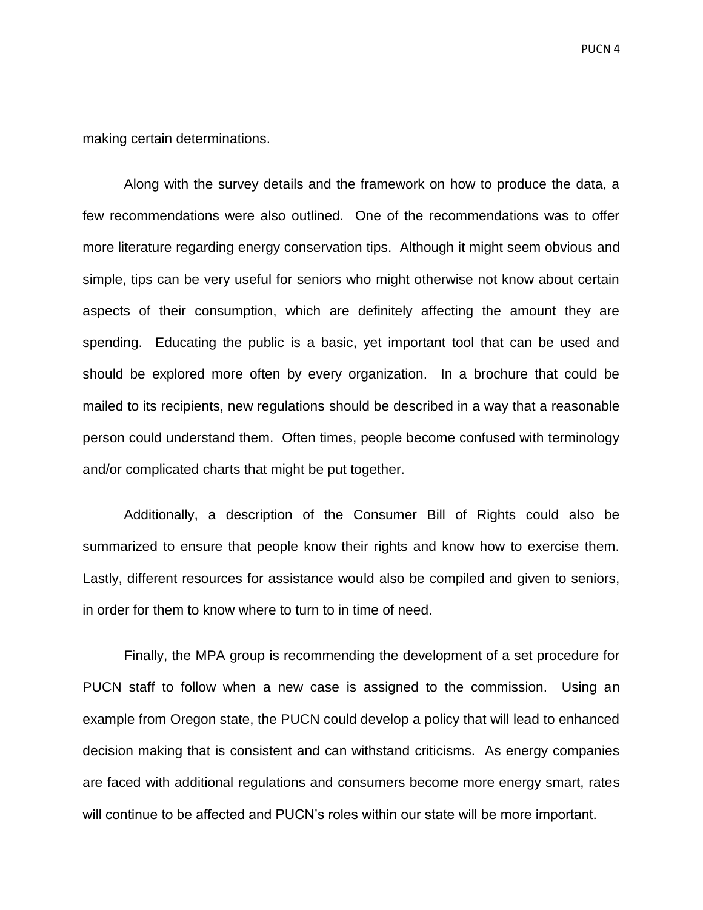making certain determinations.

Along with the survey details and the framework on how to produce the data, a few recommendations were also outlined. One of the recommendations was to offer more literature regarding energy conservation tips. Although it might seem obvious and simple, tips can be very useful for seniors who might otherwise not know about certain aspects of their consumption, which are definitely affecting the amount they are spending. Educating the public is a basic, yet important tool that can be used and should be explored more often by every organization. In a brochure that could be mailed to its recipients, new regulations should be described in a way that a reasonable person could understand them. Often times, people become confused with terminology and/or complicated charts that might be put together.

Additionally, a description of the Consumer Bill of Rights could also be summarized to ensure that people know their rights and know how to exercise them. Lastly, different resources for assistance would also be compiled and given to seniors, in order for them to know where to turn to in time of need.

Finally, the MPA group is recommending the development of a set procedure for PUCN staff to follow when a new case is assigned to the commission. Using an example from Oregon state, the PUCN could develop a policy that will lead to enhanced decision making that is consistent and can withstand criticisms. As energy companies are faced with additional regulations and consumers become more energy smart, rates will continue to be affected and PUCN's roles within our state will be more important.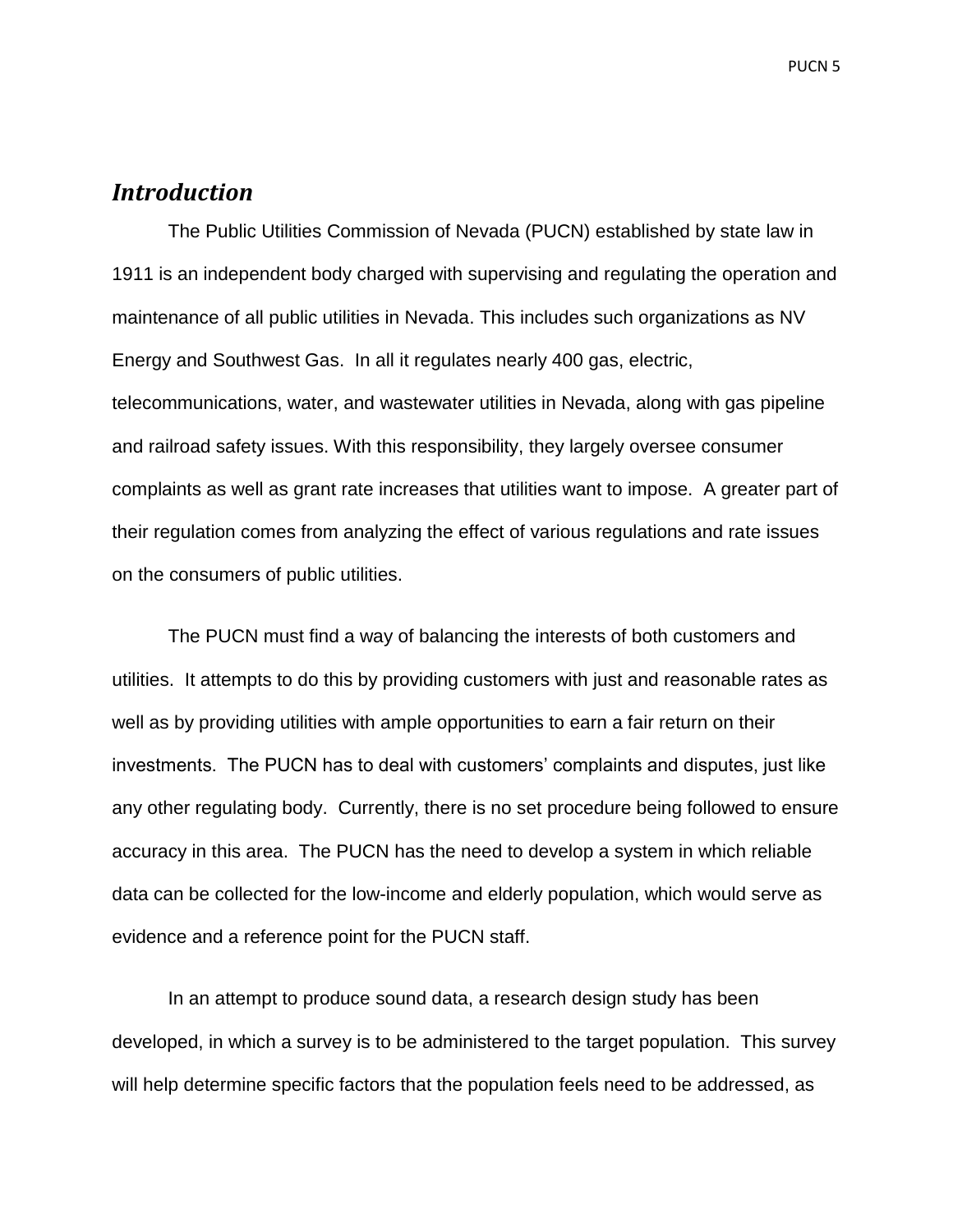## *Introduction*

The Public Utilities Commission of Nevada (PUCN) established by state law in 1911 is an independent body charged with supervising and regulating the operation and maintenance of all public utilities in Nevada. This includes such organizations as NV Energy and Southwest Gas. In all it regulates nearly 400 gas, electric, telecommunications, water, and wastewater utilities in Nevada, along with gas pipeline and railroad safety issues. With this responsibility, they largely oversee consumer complaints as well as grant rate increases that utilities want to impose. A greater part of their regulation comes from analyzing the effect of various regulations and rate issues on the consumers of public utilities.

The PUCN must find a way of balancing the interests of both customers and utilities. It attempts to do this by providing customers with just and reasonable rates as well as by providing utilities with ample opportunities to earn a fair return on their investments. The PUCN has to deal with customers' complaints and disputes, just like any other regulating body. Currently, there is no set procedure being followed to ensure accuracy in this area. The PUCN has the need to develop a system in which reliable data can be collected for the low-income and elderly population, which would serve as evidence and a reference point for the PUCN staff.

In an attempt to produce sound data, a research design study has been developed, in which a survey is to be administered to the target population. This survey will help determine specific factors that the population feels need to be addressed, as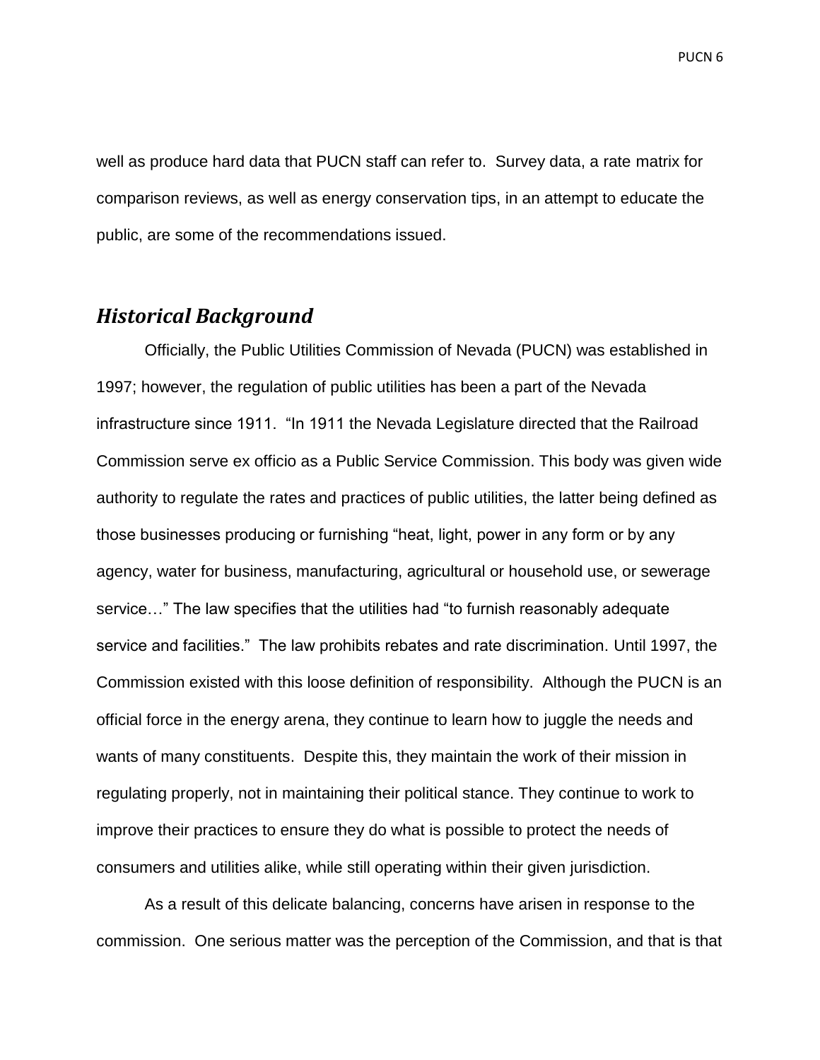well as produce hard data that PUCN staff can refer to. Survey data, a rate matrix for comparison reviews, as well as energy conservation tips, in an attempt to educate the public, are some of the recommendations issued.

## *Historical Background*

Officially, the Public Utilities Commission of Nevada (PUCN) was established in 1997; however, the regulation of public utilities has been a part of the Nevada infrastructure since 1911. "In 1911 the Nevada Legislature directed that the Railroad Commission serve ex officio as a Public Service Commission. This body was given wide authority to regulate the rates and practices of public utilities, the latter being defined as those businesses producing or furnishing "heat, light, power in any form or by any agency, water for business, manufacturing, agricultural or household use, or sewerage service…" The law specifies that the utilities had "to furnish reasonably adequate service and facilities." The law prohibits rebates and rate discrimination. Until 1997, the Commission existed with this loose definition of responsibility. Although the PUCN is an official force in the energy arena, they continue to learn how to juggle the needs and wants of many constituents. Despite this, they maintain the work of their mission in regulating properly, not in maintaining their political stance. They continue to work to improve their practices to ensure they do what is possible to protect the needs of consumers and utilities alike, while still operating within their given jurisdiction.

As a result of this delicate balancing, concerns have arisen in response to the commission. One serious matter was the perception of the Commission, and that is that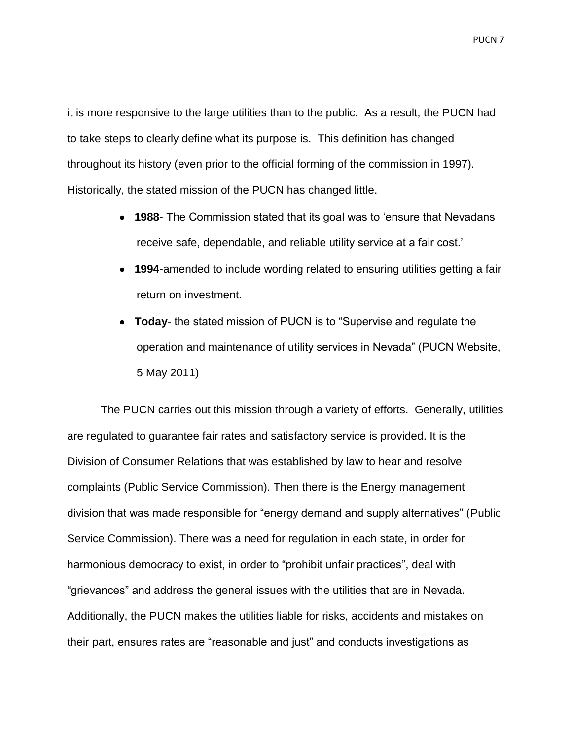it is more responsive to the large utilities than to the public. As a result, the PUCN had to take steps to clearly define what its purpose is. This definition has changed throughout its history (even prior to the official forming of the commission in 1997). Historically, the stated mission of the PUCN has changed little.

- **1988**- The Commission stated that its goal was to 'ensure that Nevadans receive safe, dependable, and reliable utility service at a fair cost.'
- **1994**-amended to include wording related to ensuring utilities getting a fair return on investment.
- **Today**- the stated mission of PUCN is to "Supervise and regulate the operation and maintenance of utility services in Nevada" (PUCN Website, 5 May 2011)

The PUCN carries out this mission through a variety of efforts. Generally, utilities are regulated to guarantee fair rates and satisfactory service is provided. It is the Division of Consumer Relations that was established by law to hear and resolve complaints (Public Service Commission). Then there is the Energy management division that was made responsible for "energy demand and supply alternatives" (Public Service Commission). There was a need for regulation in each state, in order for harmonious democracy to exist, in order to "prohibit unfair practices", deal with "grievances" and address the general issues with the utilities that are in Nevada. Additionally, the PUCN makes the utilities liable for risks, accidents and mistakes on their part, ensures rates are "reasonable and just" and conducts investigations as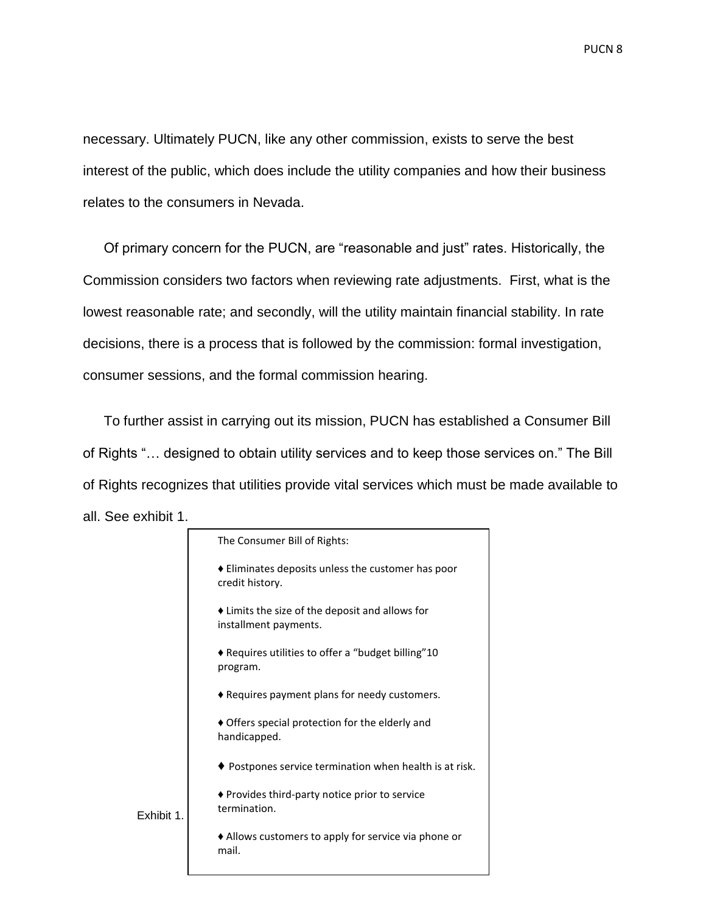necessary. Ultimately PUCN, like any other commission, exists to serve the best interest of the public, which does include the utility companies and how their business relates to the consumers in Nevada.

Of primary concern for the PUCN, are "reasonable and just" rates. Historically, the Commission considers two factors when reviewing rate adjustments. First, what is the lowest reasonable rate; and secondly, will the utility maintain financial stability. In rate decisions, there is a process that is followed by the commission: formal investigation, consumer sessions, and the formal commission hearing.

To further assist in carrying out its mission, PUCN has established a Consumer Bill of Rights "… designed to obtain utility services and to keep those services on." The Bill of Rights recognizes that utilities provide vital services which must be made available to all. See exhibit 1.

The Consumer Bill of Rights:

♦ Eliminates deposits unless the customer has poor credit history.

♦ Limits the size of the deposit and allows for installment payments.

♦ Requires utilities to offer a "budget billing"10 program.

♦ Requires payment plans for needy customers.

♦ Offers special protection for the elderly and handicapped.

♦ Postpones service termination when health is at risk.

♦ Provides third-party notice prior to service termination.

♦ Allows customers to apply for service via phone or mail.

Exhibit 1.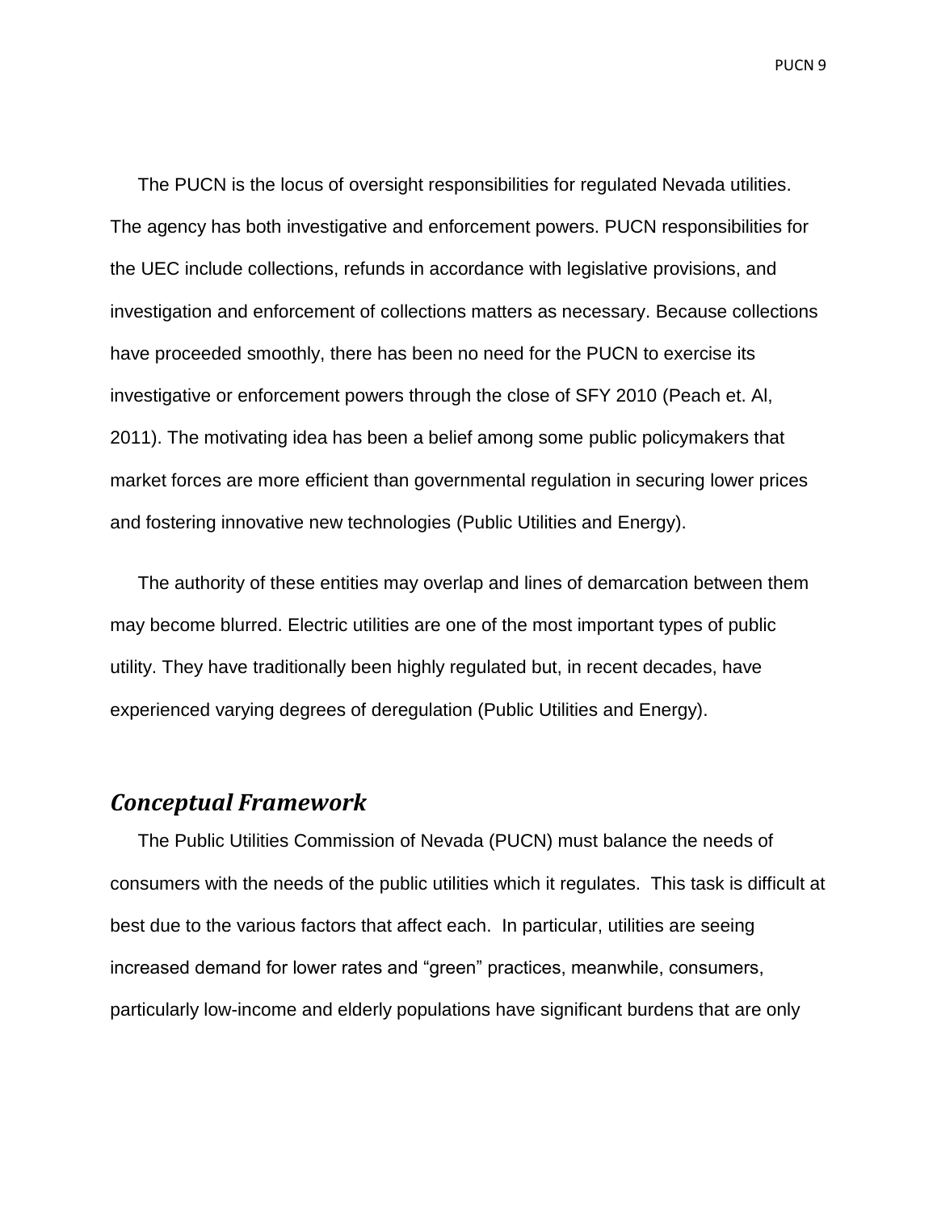The PUCN is the locus of oversight responsibilities for regulated Nevada utilities. The agency has both investigative and enforcement powers. PUCN responsibilities for the UEC include collections, refunds in accordance with legislative provisions, and investigation and enforcement of collections matters as necessary. Because collections have proceeded smoothly, there has been no need for the PUCN to exercise its investigative or enforcement powers through the close of SFY 2010 (Peach et. Al, 2011). The motivating idea has been a belief among some public policymakers that market forces are more efficient than governmental regulation in securing lower prices and fostering innovative new technologies (Public Utilities and Energy).

The authority of these entities may overlap and lines of demarcation between them may become blurred. Electric utilities are one of the most important types of public utility. They have traditionally been highly regulated but, in recent decades, have experienced varying degrees of deregulation (Public Utilities and Energy).

## *Conceptual Framework*

The Public Utilities Commission of Nevada (PUCN) must balance the needs of consumers with the needs of the public utilities which it regulates. This task is difficult at best due to the various factors that affect each. In particular, utilities are seeing increased demand for lower rates and "green" practices, meanwhile, consumers, particularly low-income and elderly populations have significant burdens that are only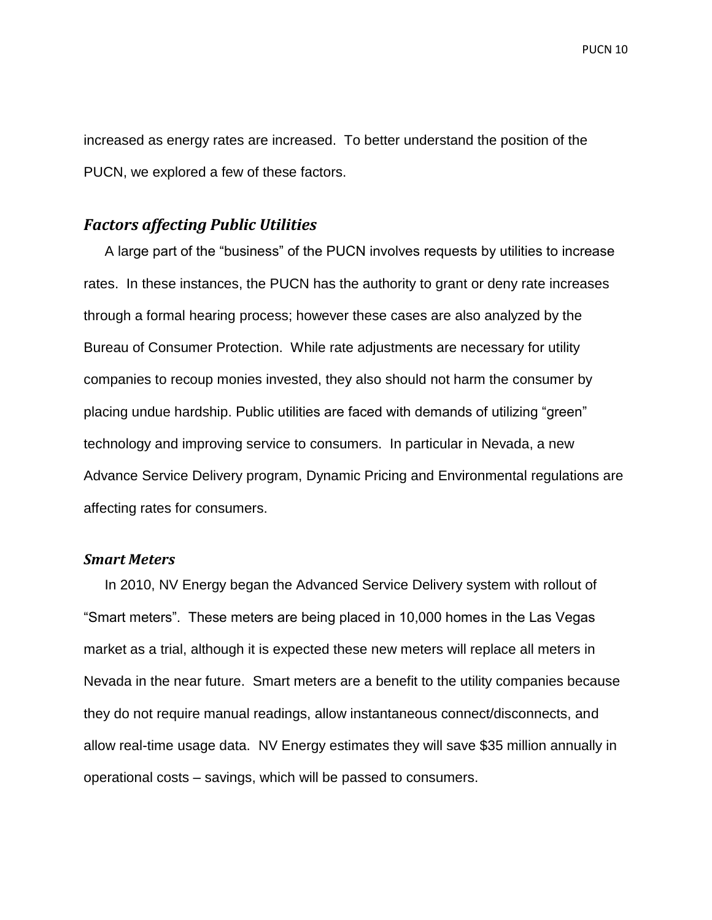increased as energy rates are increased. To better understand the position of the PUCN, we explored a few of these factors.

## *Factors affecting Public Utilities*

A large part of the "business" of the PUCN involves requests by utilities to increase rates. In these instances, the PUCN has the authority to grant or deny rate increases through a formal hearing process; however these cases are also analyzed by the Bureau of Consumer Protection. While rate adjustments are necessary for utility companies to recoup monies invested, they also should not harm the consumer by placing undue hardship. Public utilities are faced with demands of utilizing "green" technology and improving service to consumers. In particular in Nevada, a new Advance Service Delivery program, Dynamic Pricing and Environmental regulations are affecting rates for consumers.

### *Smart Meters*

In 2010, NV Energy began the Advanced Service Delivery system with rollout of "Smart meters". These meters are being placed in 10,000 homes in the Las Vegas market as a trial, although it is expected these new meters will replace all meters in Nevada in the near future. Smart meters are a benefit to the utility companies because they do not require manual readings, allow instantaneous connect/disconnects, and allow real-time usage data. NV Energy estimates they will save $35 million annually in operational costs – savings, which will be passed to consumers.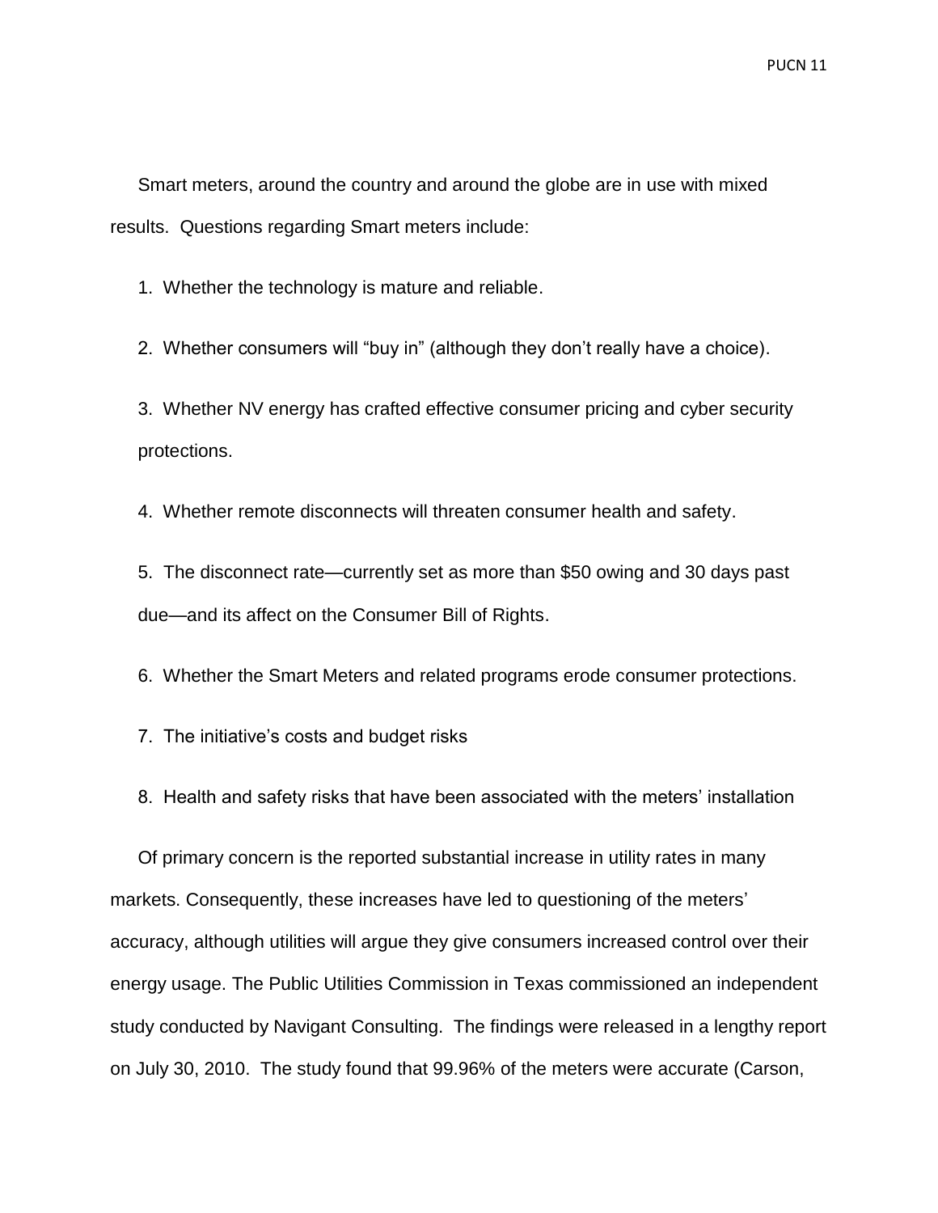Smart meters, around the country and around the globe are in use with mixed results. Questions regarding Smart meters include:

1. Whether the technology is mature and reliable.

2. Whether consumers will “buy in” (although they don’t really have a choice).

3. Whether NV energy has crafted effective consumer pricing and cyber security protections.

4. Whether remote disconnects will threaten consumer health and safety.

5. The disconnect rate—currently set as more than $50 owing and 30 days past due—and its affect on the Consumer Bill of Rights.

6. Whether the Smart Meters and related programs erode consumer protections.

7. The initiative’s costs and budget risks

8. Health and safety risks that have been associated with the meters’ installation

Of primary concern is the reported substantial increase in utility rates in many markets. Consequently, these increases have led to questioning of the meters’ accuracy, although utilities will argue they give consumers increased control over their energy usage. The Public Utilities Commission in Texas commissioned an independent study conducted by Navigant Consulting. The findings were released in a lengthy report on July 30, 2010. The study found that 99.96% of the meters were accurate (Carson,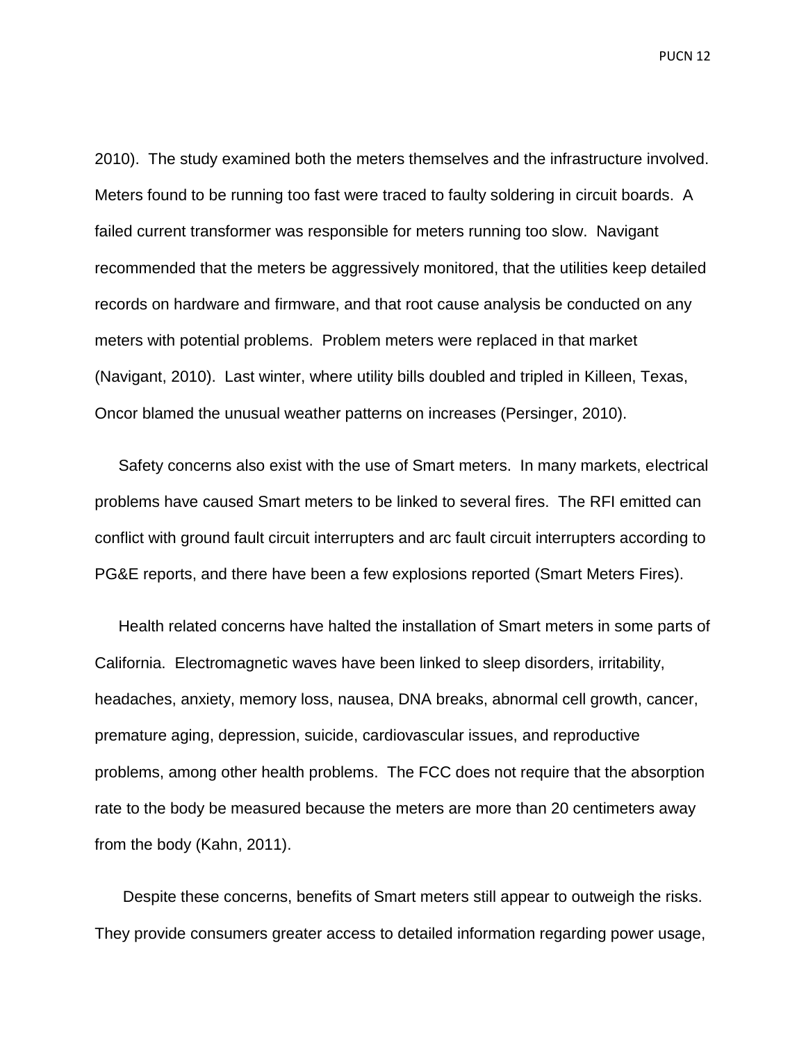2010). The study examined both the meters themselves and the infrastructure involved. Meters found to be running too fast were traced to faulty soldering in circuit boards. A failed current transformer was responsible for meters running too slow. Navigant recommended that the meters be aggressively monitored, that the utilities keep detailed records on hardware and firmware, and that root cause analysis be conducted on any meters with potential problems. Problem meters were replaced in that market (Navigant, 2010). Last winter, where utility bills doubled and tripled in Killeen, Texas, Oncor blamed the unusual weather patterns on increases (Persinger, 2010).

Safety concerns also exist with the use of Smart meters. In many markets, electrical problems have caused Smart meters to be linked to several fires. The RFI emitted can conflict with ground fault circuit interrupters and arc fault circuit interrupters according to PG&E reports, and there have been a few explosions reported (Smart Meters Fires).

Health related concerns have halted the installation of Smart meters in some parts of California. Electromagnetic waves have been linked to sleep disorders, irritability, headaches, anxiety, memory loss, nausea, DNA breaks, abnormal cell growth, cancer, premature aging, depression, suicide, cardiovascular issues, and reproductive problems, among other health problems. The FCC does not require that the absorption rate to the body be measured because the meters are more than 20 centimeters away from the body (Kahn, 2011).

Despite these concerns, benefits of Smart meters still appear to outweigh the risks. They provide consumers greater access to detailed information regarding power usage,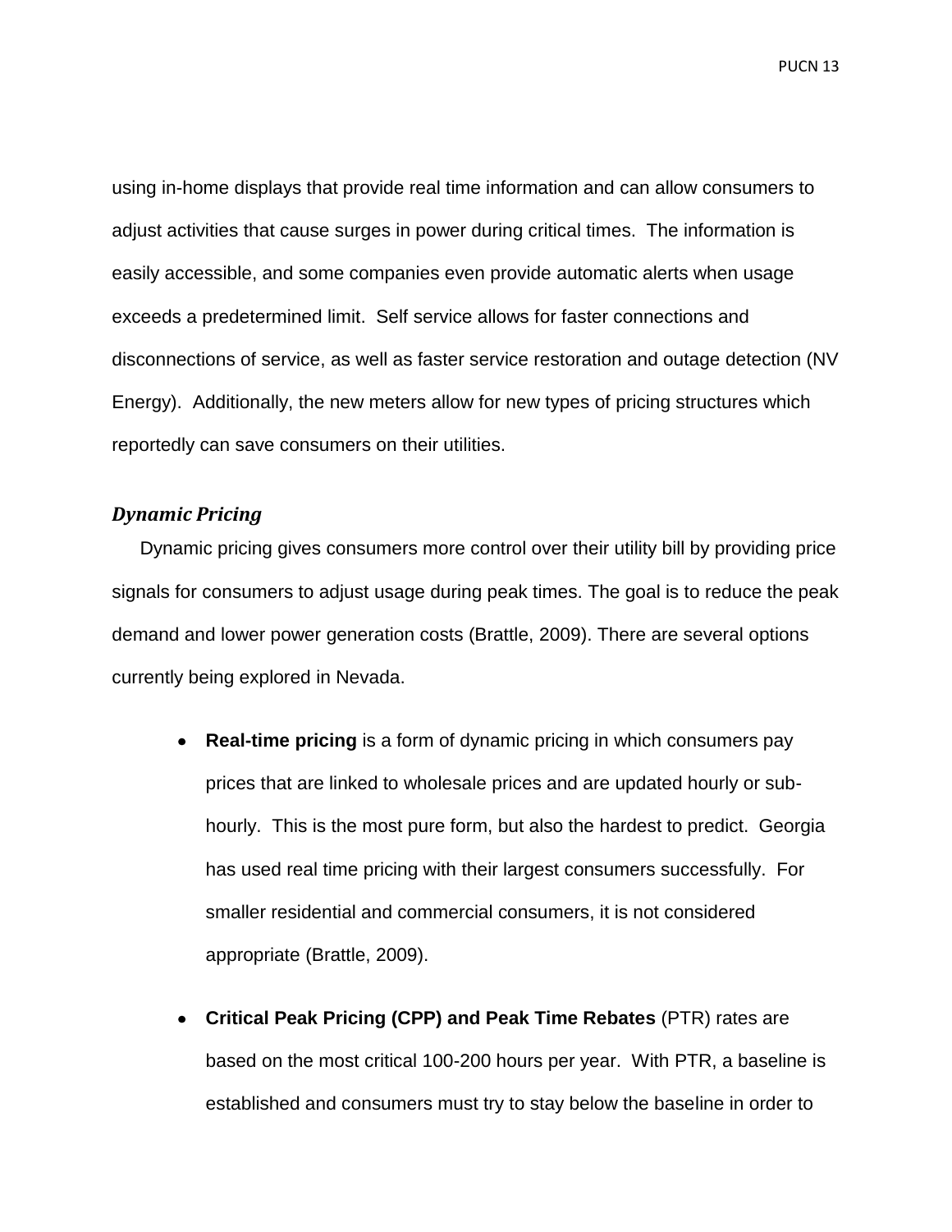using in-home displays that provide real time information and can allow consumers to adjust activities that cause surges in power during critical times. The information is easily accessible, and some companies even provide automatic alerts when usage exceeds a predetermined limit. Self service allows for faster connections and disconnections of service, as well as faster service restoration and outage detection (NV Energy). Additionally, the new meters allow for new types of pricing structures which reportedly can save consumers on their utilities.

### *Dynamic Pricing*

Dynamic pricing gives consumers more control over their utility bill by providing price signals for consumers to adjust usage during peak times. The goal is to reduce the peak demand and lower power generation costs (Brattle, 2009). There are several options currently being explored in Nevada.

- **Real-time pricing** is a form of dynamic pricing in which consumers pay prices that are linked to wholesale prices and are updated hourly or sub-hourly. This is the most pure form, but also the hardest to predict. Georgia has used real time pricing with their largest consumers successfully. For smaller residential and commercial consumers, it is not considered appropriate (Brattle, 2009).

- **Critical Peak Pricing (CPP) and Peak Time Rebates** (PTR) rates are based on the most critical 100-200 hours per year. With PTR, a baseline is established and consumers must try to stay below the baseline in order to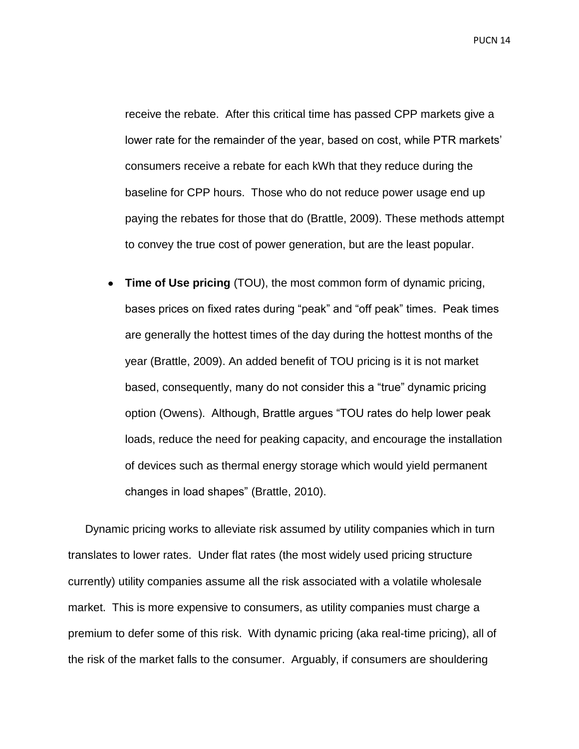receive the rebate. After this critical time has passed CPP markets give a lower rate for the remainder of the year, based on cost, while PTR markets' consumers receive a rebate for each kWh that they reduce during the baseline for CPP hours. Those who do not reduce power usage end up paying the rebates for those that do (Brattle, 2009). These methods attempt to convey the true cost of power generation, but are the least popular.

- **Time of Use pricing** (TOU), the most common form of dynamic pricing, bases prices on fixed rates during "peak" and "off peak" times. Peak times are generally the hottest times of the day during the hottest months of the year (Brattle, 2009). An added benefit of TOU pricing is it is not market based, consequently, many do not consider this a "true" dynamic pricing option (Owens). Although, Brattle argues "TOU rates do help lower peak loads, reduce the need for peaking capacity, and encourage the installation of devices such as thermal energy storage which would yield permanent changes in load shapes" (Brattle, 2010).

Dynamic pricing works to alleviate risk assumed by utility companies which in turn translates to lower rates. Under flat rates (the most widely used pricing structure currently) utility companies assume all the risk associated with a volatile wholesale market. This is more expensive to consumers, as utility companies must charge a premium to defer some of this risk. With dynamic pricing (aka real-time pricing), all of the risk of the market falls to the consumer. Arguably, if consumers are shouldering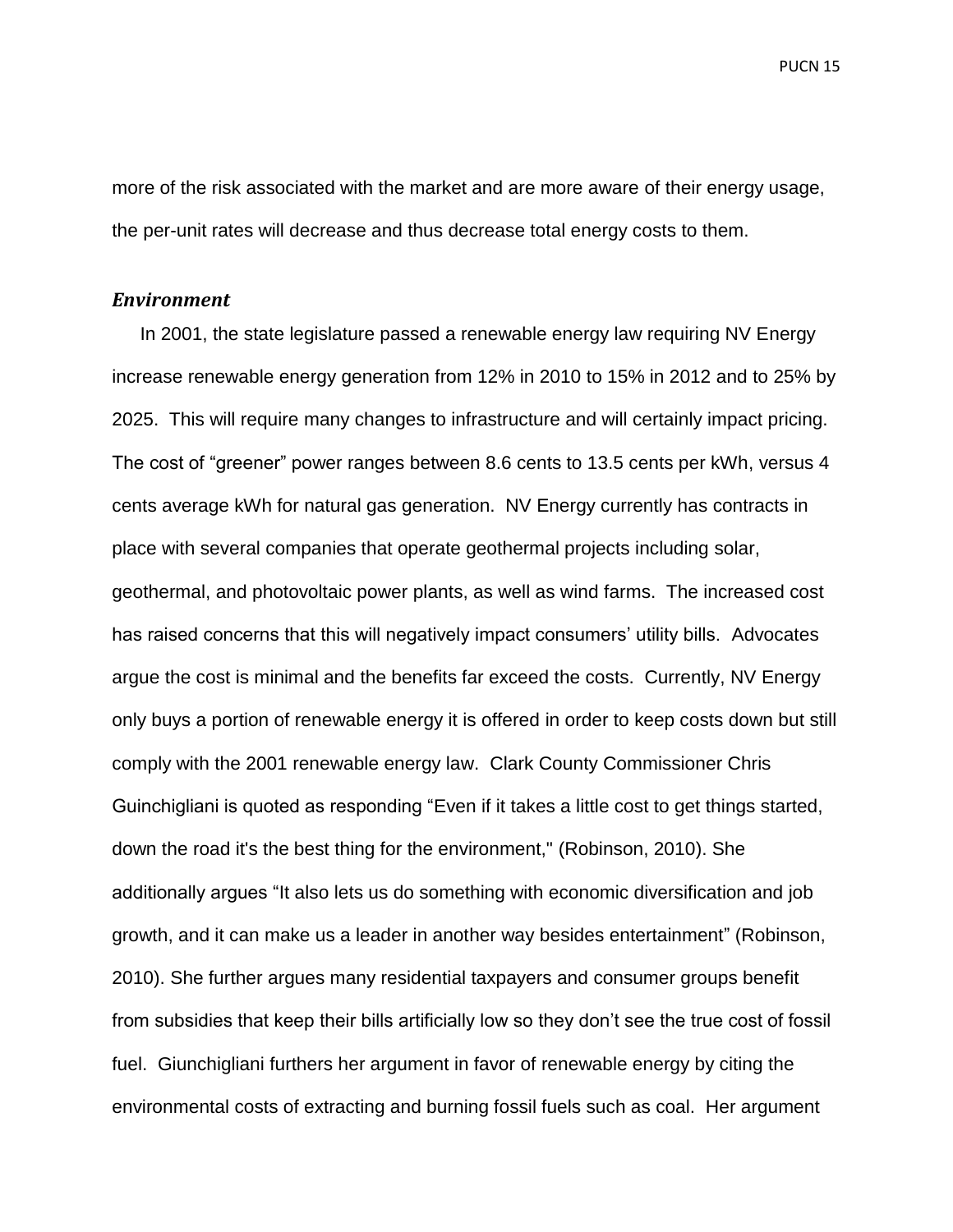more of the risk associated with the market and are more aware of their energy usage, the per-unit rates will decrease and thus decrease total energy costs to them.

### *Environment*

In 2001, the state legislature passed a renewable energy law requiring NV Energy increase renewable energy generation from 12% in 2010 to 15% in 2012 and to 25% by 2025. This will require many changes to infrastructure and will certainly impact pricing. The cost of "greener" power ranges between 8.6 cents to 13.5 cents per kWh, versus 4 cents average kWh for natural gas generation. NV Energy currently has contracts in place with several companies that operate geothermal projects including solar, geothermal, and photovoltaic power plants, as well as wind farms. The increased cost has raised concerns that this will negatively impact consumers' utility bills. Advocates argue the cost is minimal and the benefits far exceed the costs. Currently, NV Energy only buys a portion of renewable energy it is offered in order to keep costs down but still comply with the 2001 renewable energy law. Clark County Commissioner Chris Guinchigliani is quoted as responding "Even if it takes a little cost to get things started, down the road it's the best thing for the environment," (Robinson, 2010). She additionally argues "It also lets us do something with economic diversification and job growth, and it can make us a leader in another way besides entertainment" (Robinson, 2010). She further argues many residential taxpayers and consumer groups benefit from subsidies that keep their bills artificially low so they don't see the true cost of fossil fuel. Giunchigliani furthers her argument in favor of renewable energy by citing the environmental costs of extracting and burning fossil fuels such as coal. Her argument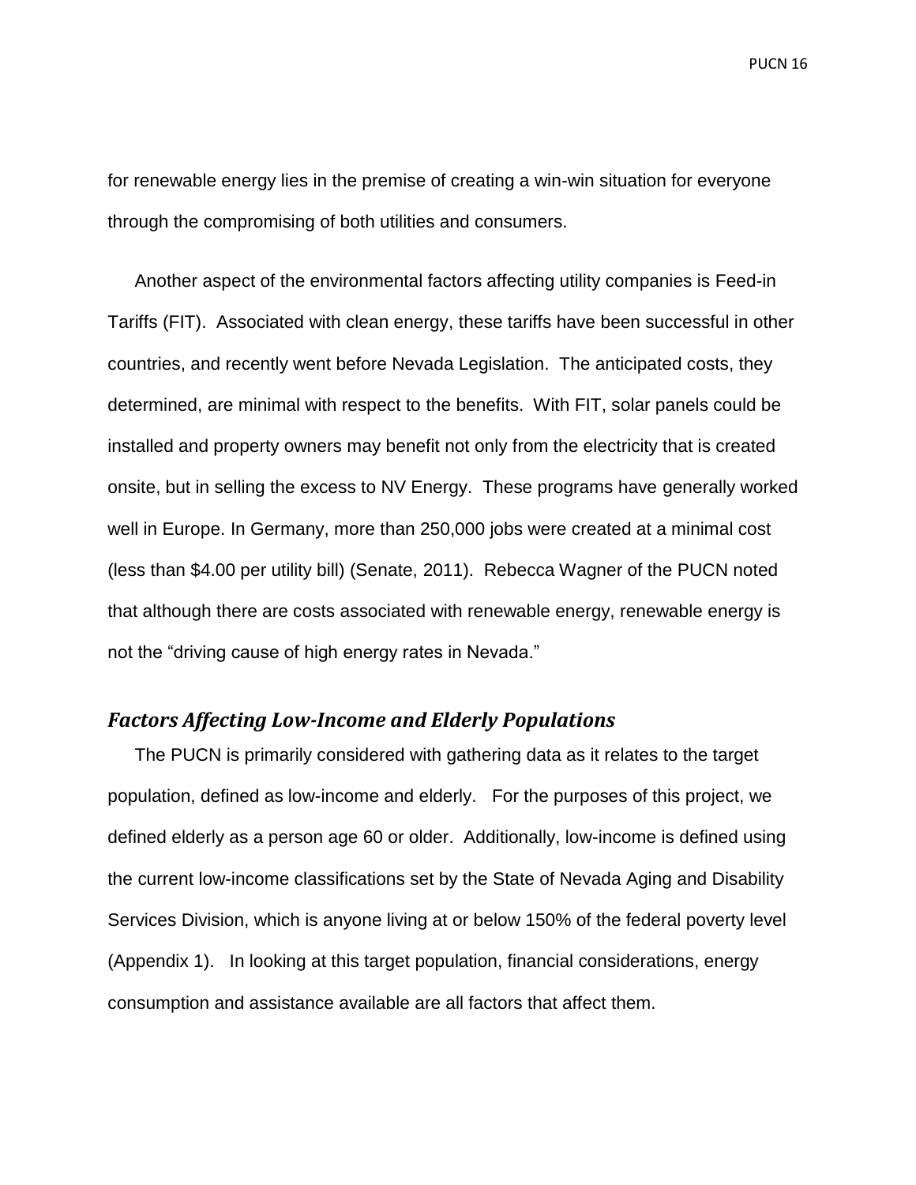for renewable energy lies in the premise of creating a win-win situation for everyone through the compromising of both utilities and consumers.

Another aspect of the environmental factors affecting utility companies is Feed-in Tariffs (FIT). Associated with clean energy, these tariffs have been successful in other countries, and recently went before Nevada Legislation. The anticipated costs, they determined, are minimal with respect to the benefits. With FIT, solar panels could be installed and property owners may benefit not only from the electricity that is created onsite, but in selling the excess to NV Energy. These programs have generally worked well in Europe. In Germany, more than 250,000 jobs were created at a minimal cost (less than $4.00 per utility bill) (Senate, 2011). Rebecca Wagner of the PUCN noted that although there are costs associated with renewable energy, renewable energy is not the "driving cause of high energy rates in Nevada."

### *Factors Affecting Low-Income and Elderly Populations*

The PUCN is primarily considered with gathering data as it relates to the target population, defined as low-income and elderly. For the purposes of this project, we defined elderly as a person age 60 or older. Additionally, low-income is defined using the current low-income classifications set by the State of Nevada Aging and Disability Services Division, which is anyone living at or below 150% of the federal poverty level (Appendix 1). In looking at this target population, financial considerations, energy consumption and assistance available are all factors that affect them.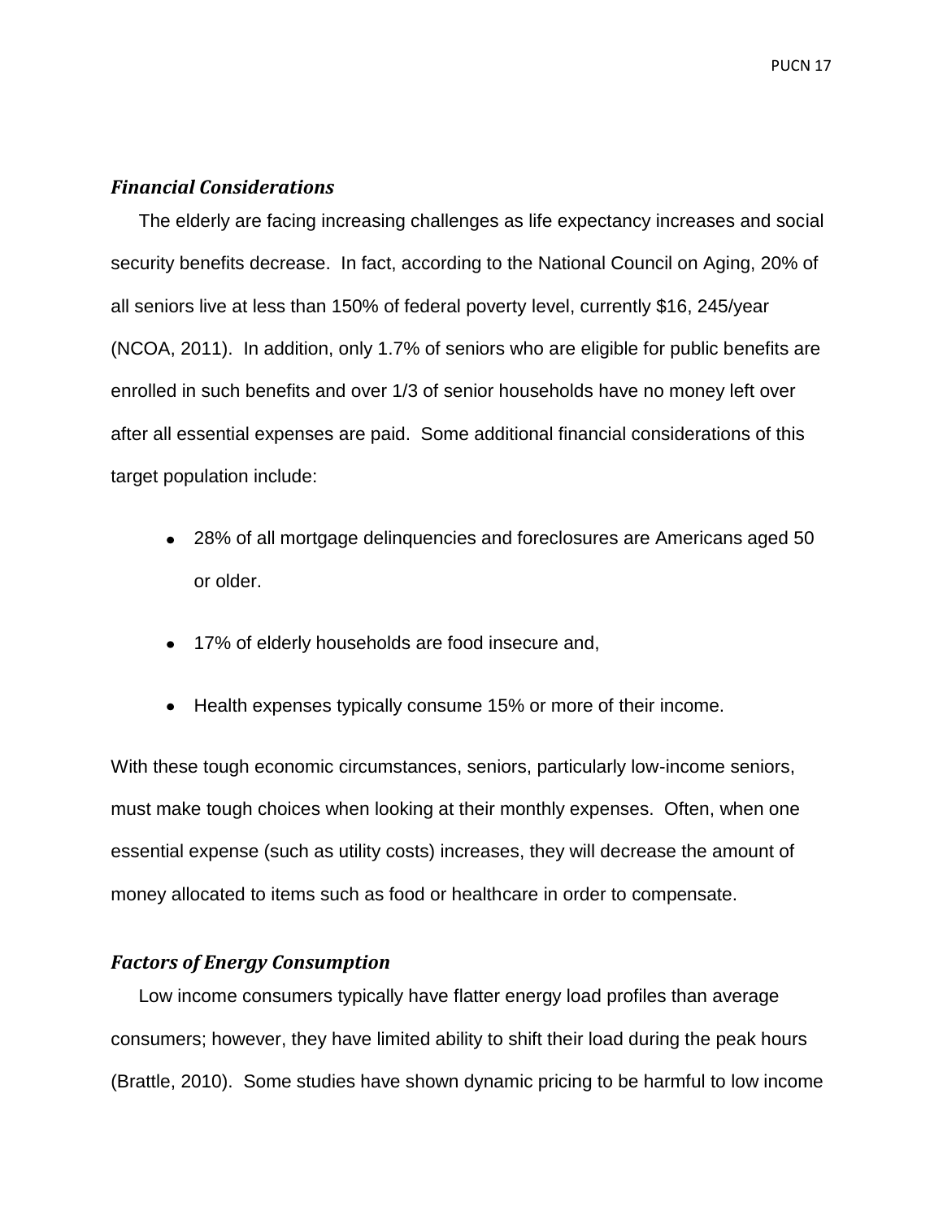### *Financial Considerations*

The elderly are facing increasing challenges as life expectancy increases and social security benefits decrease. In fact, according to the National Council on Aging, 20% of all seniors live at less than 150% of federal poverty level, currently $16, 245/year (NCOA, 2011). In addition, only 1.7% of seniors who are eligible for public benefits are enrolled in such benefits and over 1/3 of senior households have no money left over after all essential expenses are paid. Some additional financial considerations of this target population include:

- 28% of all mortgage delinquencies and foreclosures are Americans aged 50 or older.
- 17% of elderly households are food insecure and,
- Health expenses typically consume 15% or more of their income.

With these tough economic circumstances, seniors, particularly low-income seniors, must make tough choices when looking at their monthly expenses. Often, when one essential expense (such as utility costs) increases, they will decrease the amount of money allocated to items such as food or healthcare in order to compensate.

### *Factors of Energy Consumption*

Low income consumers typically have flatter energy load profiles than average consumers; however, they have limited ability to shift their load during the peak hours (Brattle, 2010). Some studies have shown dynamic pricing to be harmful to low income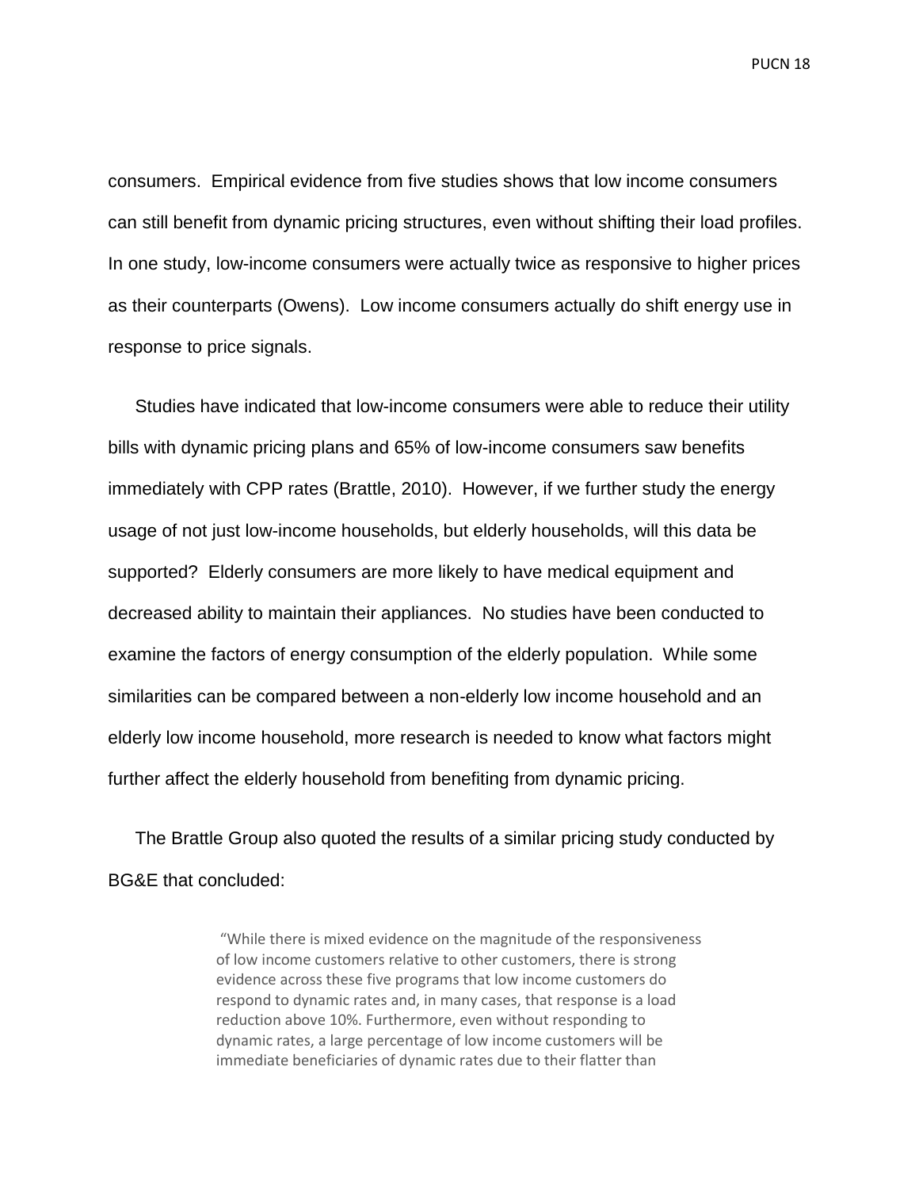consumers. Empirical evidence from five studies shows that low income consumers can still benefit from dynamic pricing structures, even without shifting their load profiles. In one study, low-income consumers were actually twice as responsive to higher prices as their counterparts (Owens). Low income consumers actually do shift energy use in response to price signals.

Studies have indicated that low-income consumers were able to reduce their utility bills with dynamic pricing plans and 65% of low-income consumers saw benefits immediately with CPP rates (Brattle, 2010). However, if we further study the energy usage of not just low-income households, but elderly households, will this data be supported? Elderly consumers are more likely to have medical equipment and decreased ability to maintain their appliances. No studies have been conducted to examine the factors of energy consumption of the elderly population. While some similarities can be compared between a non-elderly low income household and an elderly low income household, more research is needed to know what factors might further affect the elderly household from benefiting from dynamic pricing.

The Brattle Group also quoted the results of a similar pricing study conducted by BG&E that concluded:

> "While there is mixed evidence on the magnitude of the responsiveness of low income customers relative to other customers, there is strong evidence across these five programs that low income customers do respond to dynamic rates and, in many cases, that response is a load reduction above 10%. Furthermore, even without responding to dynamic rates, a large percentage of low income customers will be immediate beneficiaries of dynamic rates due to their flatter than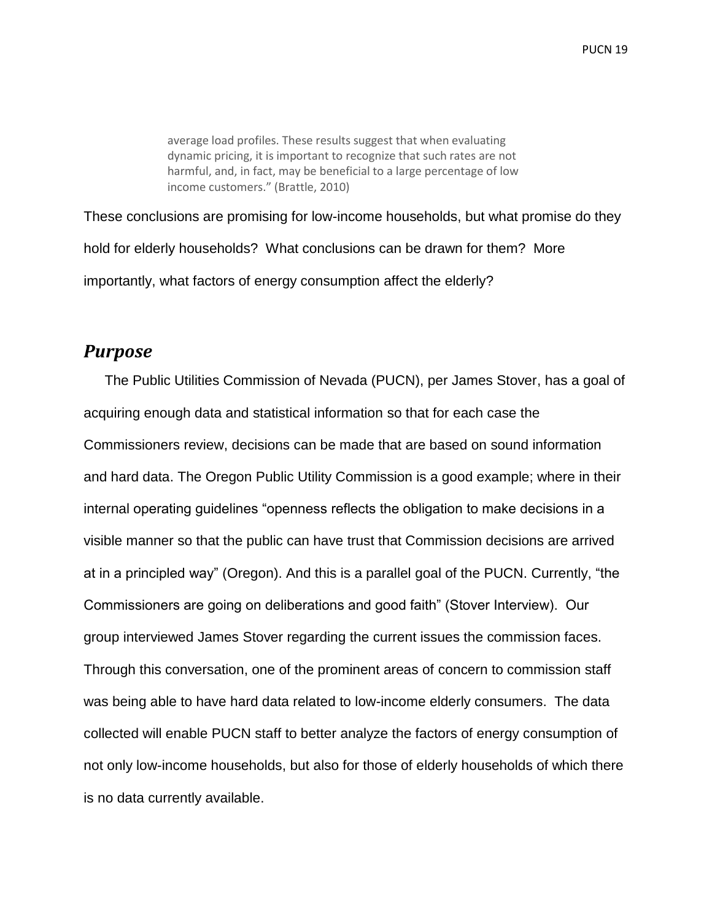> average load profiles. These results suggest that when evaluating dynamic pricing, it is important to recognize that such rates are not harmful, and, in fact, may be beneficial to a large percentage of low income customers." (Brattle, 2010)

These conclusions are promising for low-income households, but what promise do they hold for elderly households? What conclusions can be drawn for them? More importantly, what factors of energy consumption affect the elderly?

## *Purpose*

The Public Utilities Commission of Nevada (PUCN), per James Stover, has a goal of acquiring enough data and statistical information so that for each case the Commissioners review, decisions can be made that are based on sound information and hard data. The Oregon Public Utility Commission is a good example; where in their internal operating guidelines "openness reflects the obligation to make decisions in a visible manner so that the public can have trust that Commission decisions are arrived at in a principled way" (Oregon). And this is a parallel goal of the PUCN. Currently, "the Commissioners are going on deliberations and good faith" (Stover Interview). Our group interviewed James Stover regarding the current issues the commission faces. Through this conversation, one of the prominent areas of concern to commission staff was being able to have hard data related to low-income elderly consumers. The data collected will enable PUCN staff to better analyze the factors of energy consumption of not only low-income households, but also for those of elderly households of which there is no data currently available.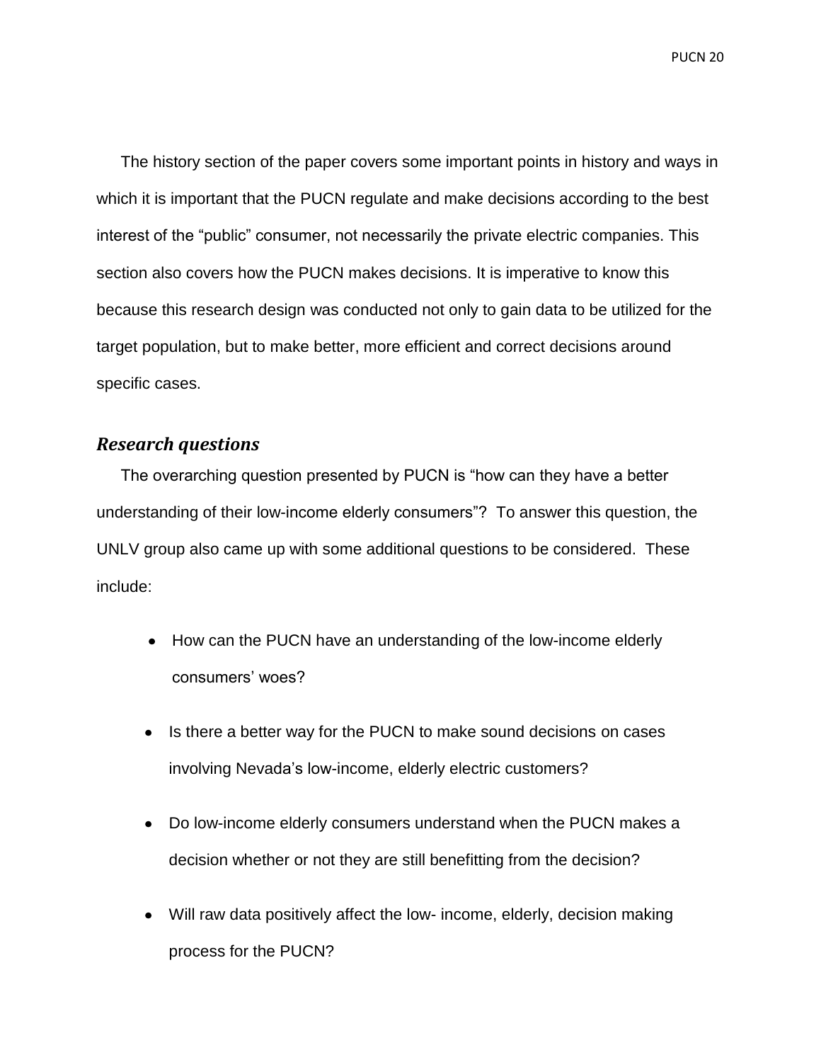The history section of the paper covers some important points in history and ways in which it is important that the PUCN regulate and make decisions according to the best interest of the "public" consumer, not necessarily the private electric companies. This section also covers how the PUCN makes decisions. It is imperative to know this because this research design was conducted not only to gain data to be utilized for the target population, but to make better, more efficient and correct decisions around specific cases.

### *Research questions*

The overarching question presented by PUCN is "how can they have a better understanding of their low-income elderly consumers"? To answer this question, the UNLV group also came up with some additional questions to be considered. These include:

- How can the PUCN have an understanding of the low-income elderly consumers' woes?
- Is there a better way for the PUCN to make sound decisions on cases involving Nevada's low-income, elderly electric customers?
- Do low-income elderly consumers understand when the PUCN makes a decision whether or not they are still benefitting from the decision?
- Will raw data positively affect the low- income, elderly, decision making process for the PUCN?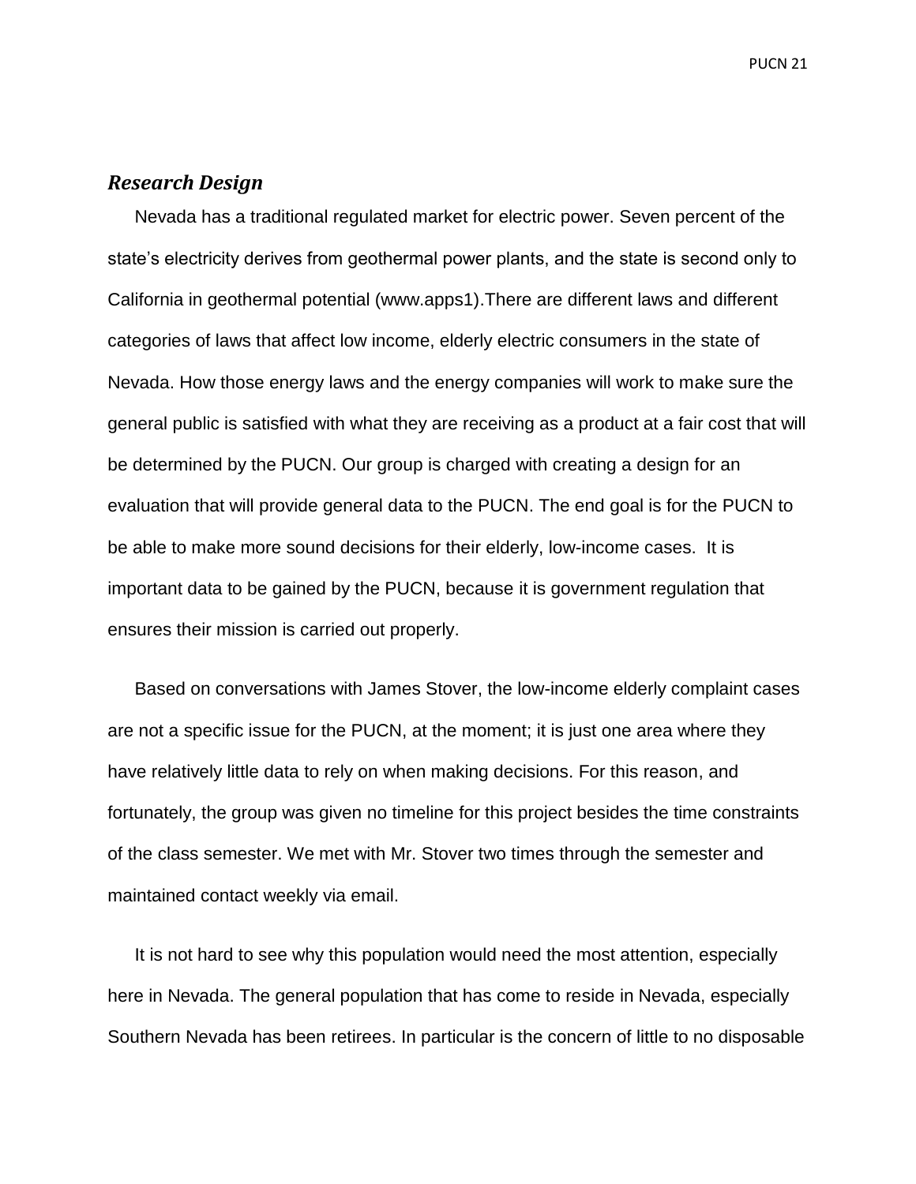### *Research Design*

Nevada has a traditional regulated market for electric power. Seven percent of the state's electricity derives from geothermal power plants, and the state is second only to California in geothermal potential (www.apps1).There are different laws and different categories of laws that affect low income, elderly electric consumers in the state of Nevada. How those energy laws and the energy companies will work to make sure the general public is satisfied with what they are receiving as a product at a fair cost that will be determined by the PUCN. Our group is charged with creating a design for an evaluation that will provide general data to the PUCN. The end goal is for the PUCN to be able to make more sound decisions for their elderly, low-income cases. It is important data to be gained by the PUCN, because it is government regulation that ensures their mission is carried out properly.

Based on conversations with James Stover, the low-income elderly complaint cases are not a specific issue for the PUCN, at the moment; it is just one area where they have relatively little data to rely on when making decisions. For this reason, and fortunately, the group was given no timeline for this project besides the time constraints of the class semester. We met with Mr. Stover two times through the semester and maintained contact weekly via email.

It is not hard to see why this population would need the most attention, especially here in Nevada. The general population that has come to reside in Nevada, especially Southern Nevada has been retirees. In particular is the concern of little to no disposable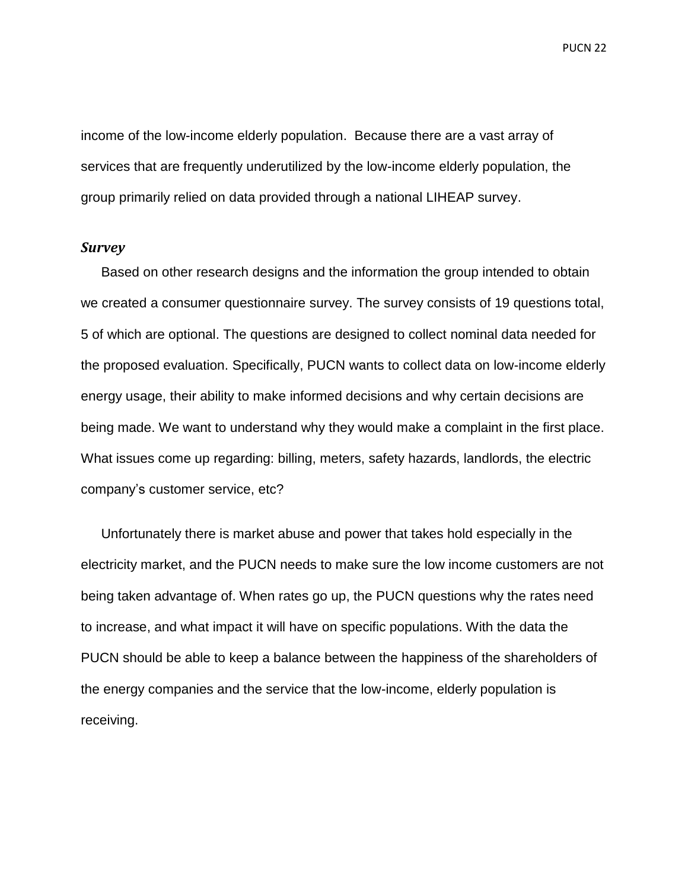income of the low-income elderly population. Because there are a vast array of services that are frequently underutilized by the low-income elderly population, the group primarily relied on data provided through a national LIHEAP survey.

### *Survey*

Based on other research designs and the information the group intended to obtain we created a consumer questionnaire survey. The survey consists of 19 questions total, 5 of which are optional. The questions are designed to collect nominal data needed for the proposed evaluation. Specifically, PUCN wants to collect data on low-income elderly energy usage, their ability to make informed decisions and why certain decisions are being made. We want to understand why they would make a complaint in the first place. What issues come up regarding: billing, meters, safety hazards, landlords, the electric company's customer service, etc?

Unfortunately there is market abuse and power that takes hold especially in the electricity market, and the PUCN needs to make sure the low income customers are not being taken advantage of. When rates go up, the PUCN questions why the rates need to increase, and what impact it will have on specific populations. With the data the PUCN should be able to keep a balance between the happiness of the shareholders of the energy companies and the service that the low-income, elderly population is receiving.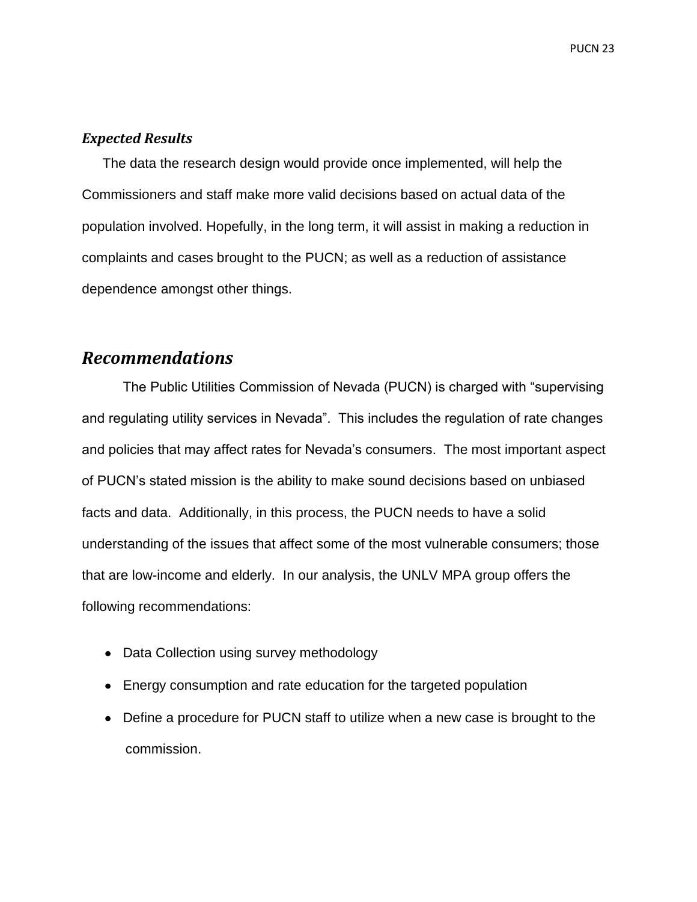### *Expected Results*

The data the research design would provide once implemented, will help the Commissioners and staff make more valid decisions based on actual data of the population involved. Hopefully, in the long term, it will assist in making a reduction in complaints and cases brought to the PUCN; as well as a reduction of assistance dependence amongst other things.

## *Recommendations*

The Public Utilities Commission of Nevada (PUCN) is charged with "supervising and regulating utility services in Nevada". This includes the regulation of rate changes and policies that may affect rates for Nevada's consumers. The most important aspect of PUCN's stated mission is the ability to make sound decisions based on unbiased facts and data. Additionally, in this process, the PUCN needs to have a solid understanding of the issues that affect some of the most vulnerable consumers; those that are low-income and elderly. In our analysis, the UNLV MPA group offers the following recommendations:

- Data Collection using survey methodology
- Energy consumption and rate education for the targeted population
- Define a procedure for PUCN staff to utilize when a new case is brought to the commission.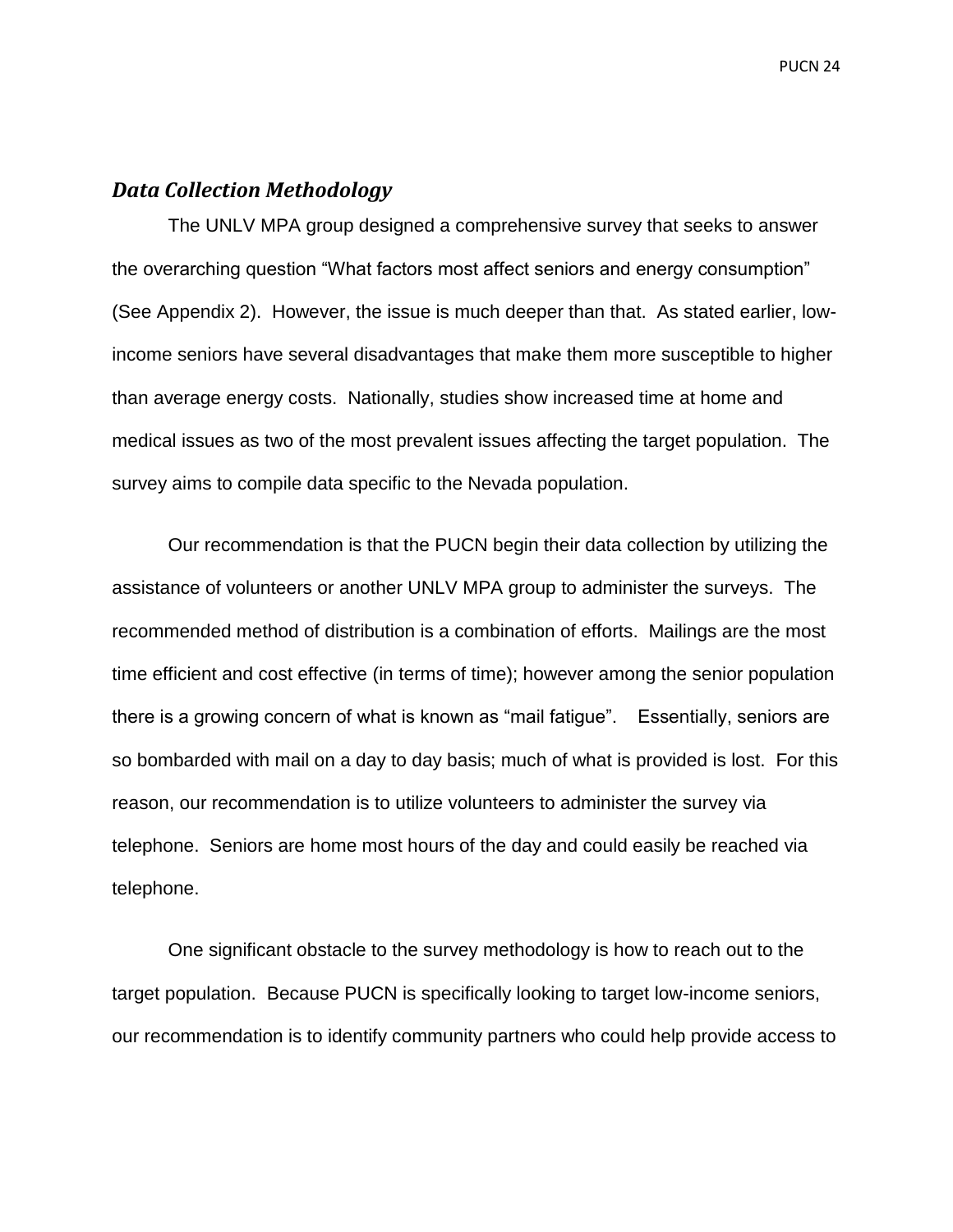## *Data Collection Methodology*

The UNLV MPA group designed a comprehensive survey that seeks to answer the overarching question "What factors most affect seniors and energy consumption" (See Appendix 2). However, the issue is much deeper than that. As stated earlier, low-income seniors have several disadvantages that make them more susceptible to higher than average energy costs. Nationally, studies show increased time at home and medical issues as two of the most prevalent issues affecting the target population. The survey aims to compile data specific to the Nevada population.

Our recommendation is that the PUCN begin their data collection by utilizing the assistance of volunteers or another UNLV MPA group to administer the surveys. The recommended method of distribution is a combination of efforts. Mailings are the most time efficient and cost effective (in terms of time); however among the senior population there is a growing concern of what is known as "mail fatigue". Essentially, seniors are so bombarded with mail on a day to day basis; much of what is provided is lost. For this reason, our recommendation is to utilize volunteers to administer the survey via telephone. Seniors are home most hours of the day and could easily be reached via telephone.

One significant obstacle to the survey methodology is how to reach out to the target population. Because PUCN is specifically looking to target low-income seniors, our recommendation is to identify community partners who could help provide access to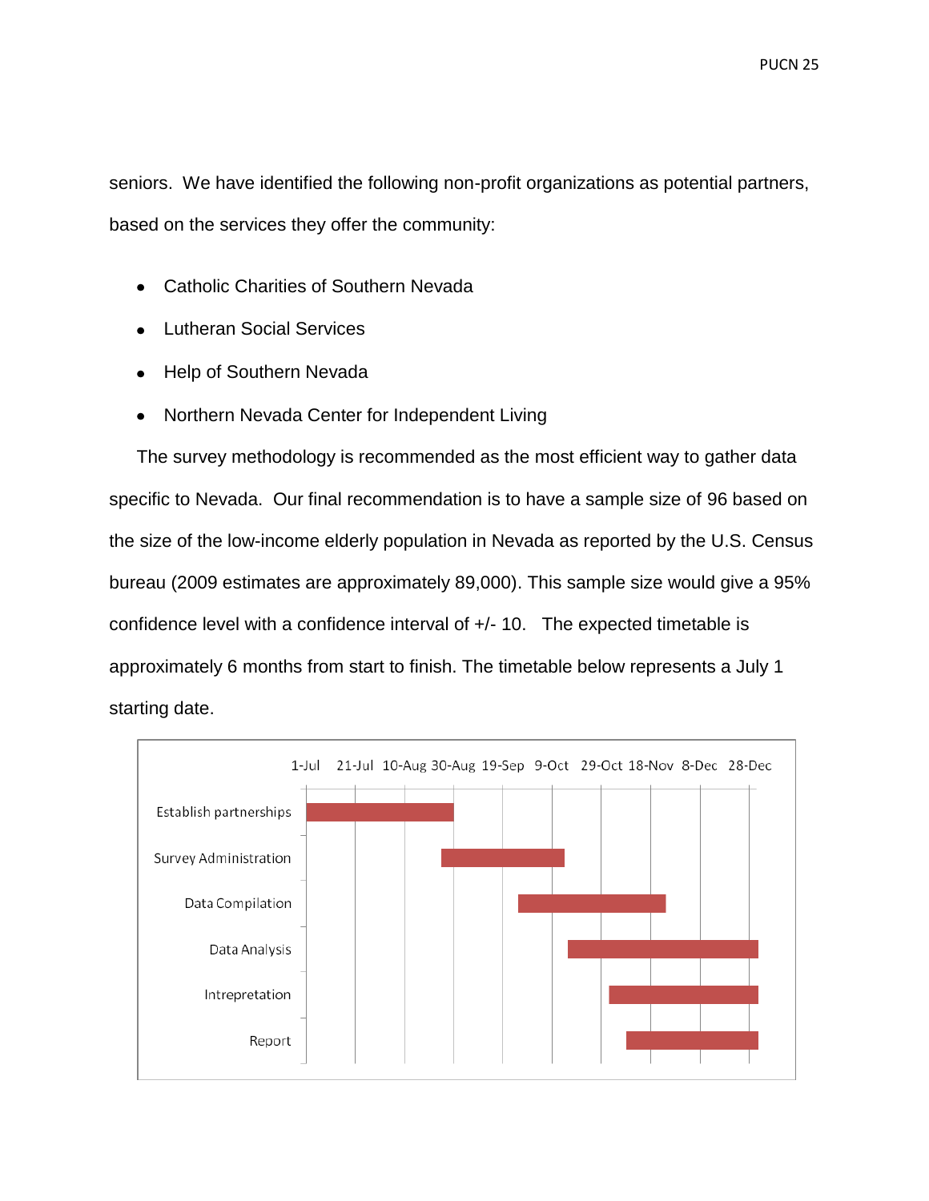seniors. We have identified the following non-profit organizations as potential partners, based on the services they offer the community:

- Catholic Charities of Southern Nevada
- Lutheran Social Services
- Help of Southern Nevada
- Northern Nevada Center for Independent Living

The survey methodology is recommended as the most efficient way to gather data specific to Nevada. Our final recommendation is to have a sample size of 96 based on the size of the low-income elderly population in Nevada as reported by the U.S. Census bureau (2009 estimates are approximately 89,000). This sample size would give a 95% confidence level with a confidence interval of +/- 10. The expected timetable is approximately 6 months from start to finish. The timetable below represents a July 1 starting date.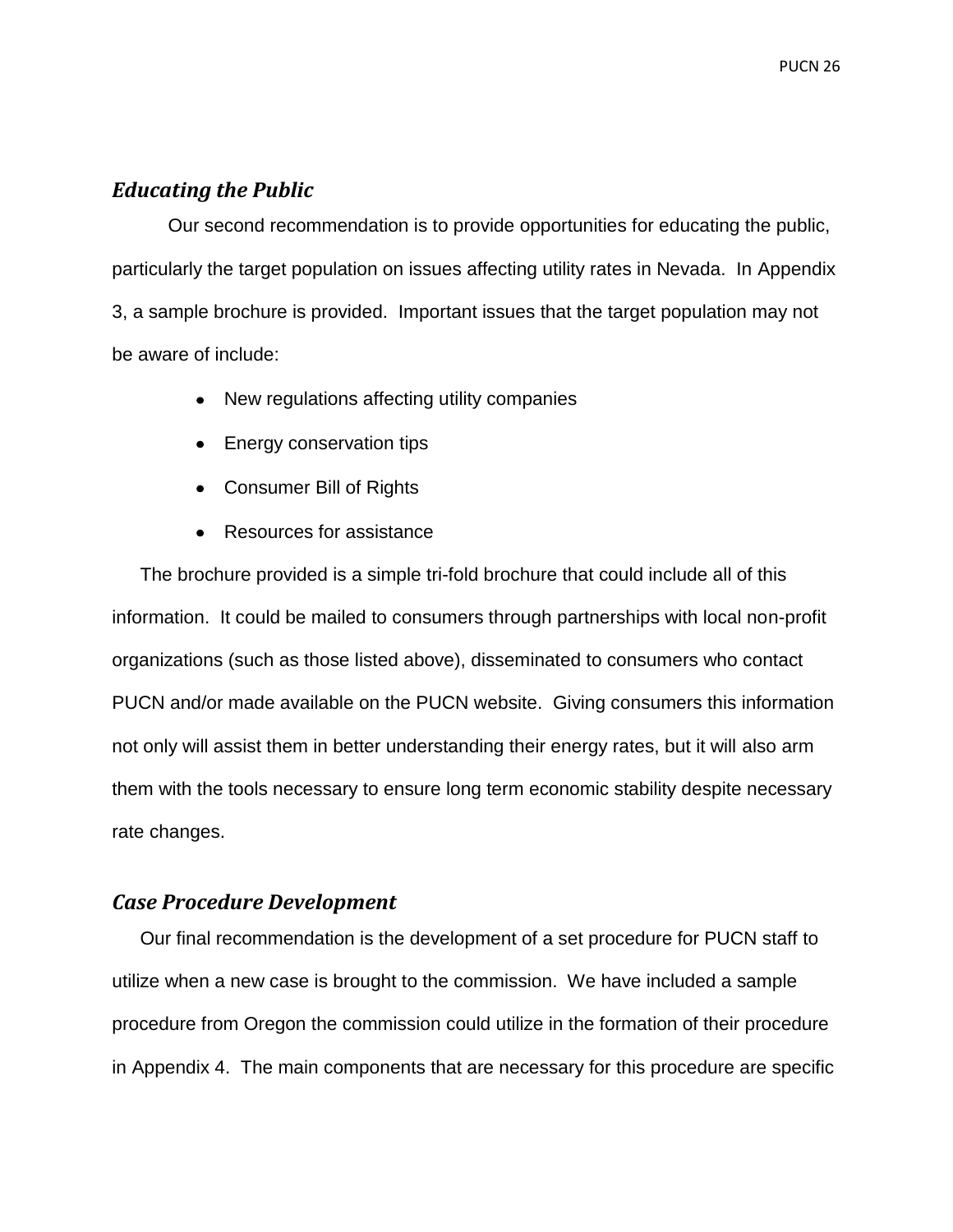### *Educating the Public*

Our second recommendation is to provide opportunities for educating the public, particularly the target population on issues affecting utility rates in Nevada. In Appendix 3, a sample brochure is provided. Important issues that the target population may not be aware of include:

- New regulations affecting utility companies
- Energy conservation tips
- Consumer Bill of Rights
- Resources for assistance

The brochure provided is a simple tri-fold brochure that could include all of this information. It could be mailed to consumers through partnerships with local non-profit organizations (such as those listed above), disseminated to consumers who contact PUCN and/or made available on the PUCN website. Giving consumers this information not only will assist them in better understanding their energy rates, but it will also arm them with the tools necessary to ensure long term economic stability despite necessary rate changes.

### *Case Procedure Development*

Our final recommendation is the development of a set procedure for PUCN staff to utilize when a new case is brought to the commission. We have included a sample procedure from Oregon the commission could utilize in the formation of their procedure in Appendix 4. The main components that are necessary for this procedure are specific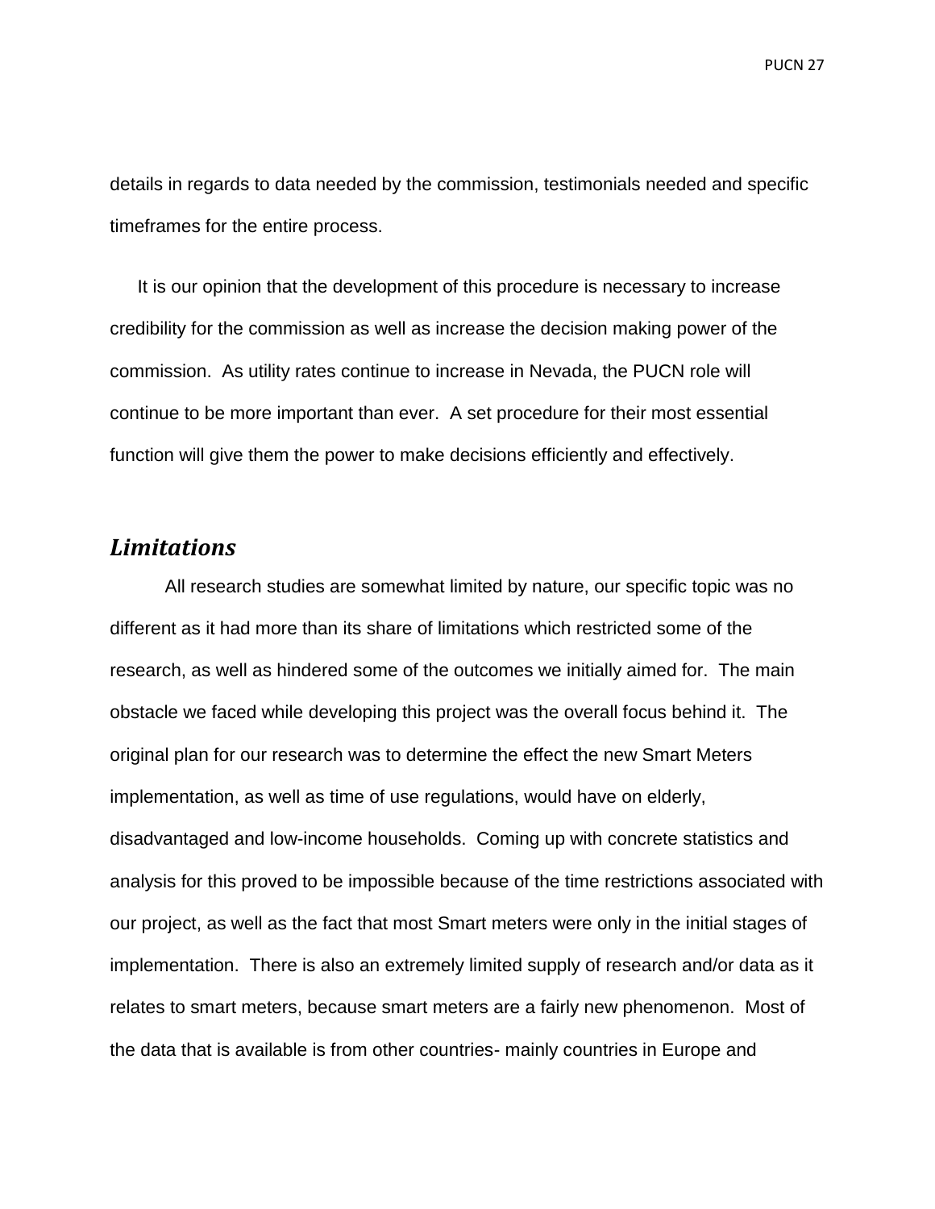details in regards to data needed by the commission, testimonials needed and specific timeframes for the entire process.

It is our opinion that the development of this procedure is necessary to increase credibility for the commission as well as increase the decision making power of the commission. As utility rates continue to increase in Nevada, the PUCN role will continue to be more important than ever. A set procedure for their most essential function will give them the power to make decisions efficiently and effectively.

## *Limitations*

All research studies are somewhat limited by nature, our specific topic was no different as it had more than its share of limitations which restricted some of the research, as well as hindered some of the outcomes we initially aimed for. The main obstacle we faced while developing this project was the overall focus behind it. The original plan for our research was to determine the effect the new Smart Meters implementation, as well as time of use regulations, would have on elderly, disadvantaged and low-income households. Coming up with concrete statistics and analysis for this proved to be impossible because of the time restrictions associated with our project, as well as the fact that most Smart meters were only in the initial stages of implementation. There is also an extremely limited supply of research and/or data as it relates to smart meters, because smart meters are a fairly new phenomenon. Most of the data that is available is from other countries- mainly countries in Europe and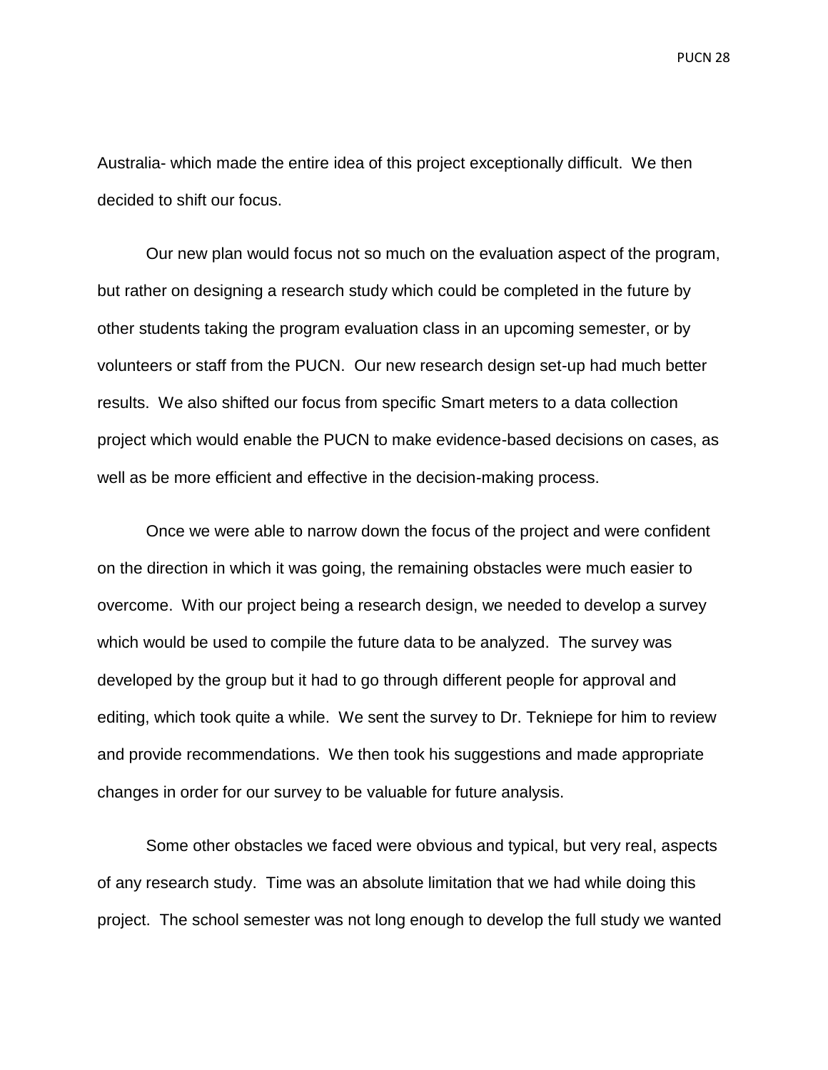Australia- which made the entire idea of this project exceptionally difficult. We then decided to shift our focus.

Our new plan would focus not so much on the evaluation aspect of the program, but rather on designing a research study which could be completed in the future by other students taking the program evaluation class in an upcoming semester, or by volunteers or staff from the PUCN. Our new research design set-up had much better results. We also shifted our focus from specific Smart meters to a data collection project which would enable the PUCN to make evidence-based decisions on cases, as well as be more efficient and effective in the decision-making process.

Once we were able to narrow down the focus of the project and were confident on the direction in which it was going, the remaining obstacles were much easier to overcome. With our project being a research design, we needed to develop a survey which would be used to compile the future data to be analyzed. The survey was developed by the group but it had to go through different people for approval and editing, which took quite a while. We sent the survey to Dr. Tekniepe for him to review and provide recommendations. We then took his suggestions and made appropriate changes in order for our survey to be valuable for future analysis.

Some other obstacles we faced were obvious and typical, but very real, aspects of any research study. Time was an absolute limitation that we had while doing this project. The school semester was not long enough to develop the full study we wanted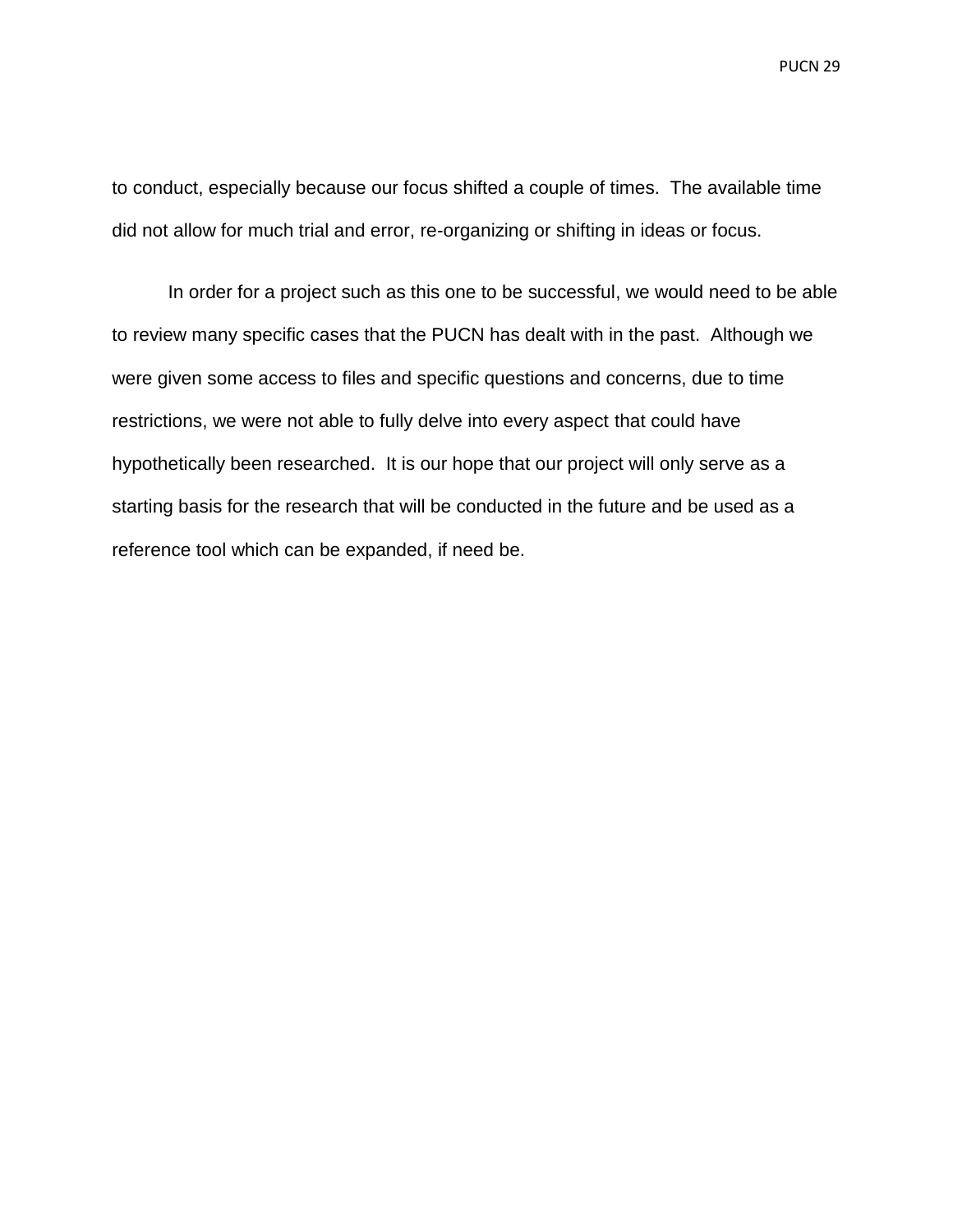to conduct, especially because our focus shifted a couple of times.  The available time did not allow for much trial and error, re-organizing or shifting in ideas or focus.

In order for a project such as this one to be successful, we would need to be able to review many specific cases that the PUCN has dealt with in the past.  Although we were given some access to files and specific questions and concerns, due to time restrictions, we were not able to fully delve into every aspect that could have hypothetically been researched.  It is our hope that our project will only serve as a starting basis for the research that will be conducted in the future and be used as a reference tool which can be expanded, if need be.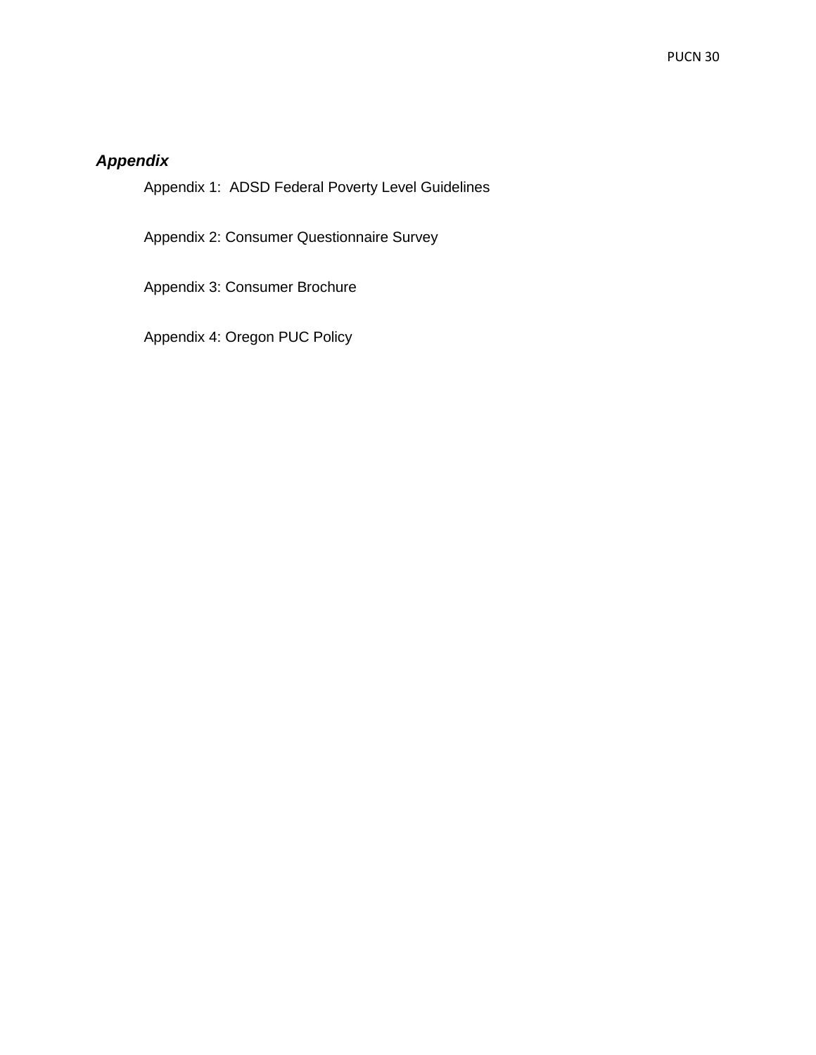***Appendix***

Appendix 1:  ADSD Federal Poverty Level Guidelines

Appendix 2: Consumer Questionnaire Survey

Appendix 3: Consumer Brochure

Appendix 4: Oregon PUC Policy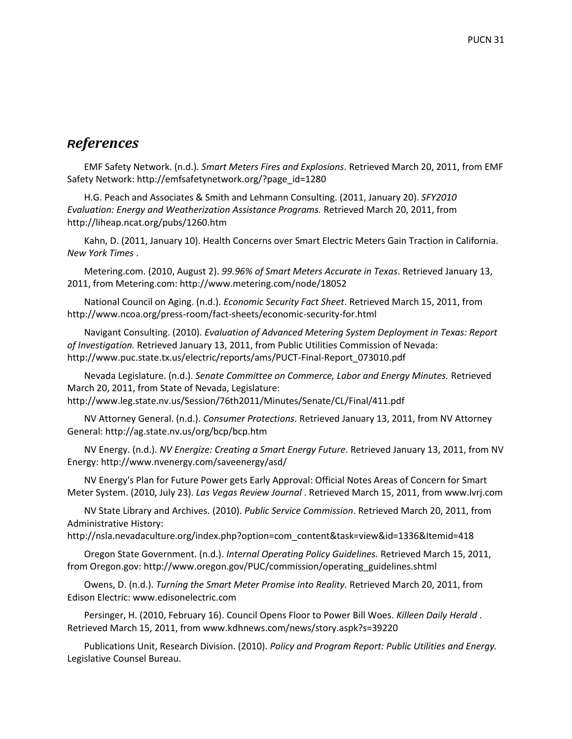# *References*

EMF Safety Network. (n.d.). *Smart Meters Fires and Explosions*. Retrieved March 20, 2011, from EMF Safety Network: http://emfsafetynetwork.org/?page_id=1280

H.G. Peach and Associates & Smith and Lehmann Consulting. (2011, January 20). *SFY2010 Evaluation: Energy and Weatherization Assistance Programs.* Retrieved March 20, 2011, from http://liheap.ncat.org/pubs/1260.htm

Kahn, D. (2011, January 10). Health Concerns over Smart Electric Meters Gain Traction in California. *New York Times* .

Metering.com. (2010, August 2). *99.96% of Smart Meters Accurate in Texas*. Retrieved January 13, 2011, from Metering.com: http://www.metering.com/node/18052

National Council on Aging. (n.d.). *Economic Security Fact Sheet*. Retrieved March 15, 2011, from http://www.ncoa.org/press-room/fact-sheets/economic-security-for.html

Navigant Consulting. (2010). *Evaluation of Advanced Metering System Deployment in Texas: Report of Investigation.* Retrieved January 13, 2011, from Public Utilities Commission of Nevada: http://www.puc.state.tx.us/electric/reports/ams/PUCT-Final-Report_073010.pdf

Nevada Legislature. (n.d.). *Senate Committee on Commerce, Labor and Energy Minutes.* Retrieved March 20, 2011, from State of Nevada, Legislature: http://www.leg.state.nv.us/Session/76th2011/Minutes/Senate/CL/Final/411.pdf

NV Attorney General. (n.d.). *Consumer Protections*. Retrieved January 13, 2011, from NV Attorney General: http://ag.state.nv.us/org/bcp/bcp.htm

NV Energy. (n.d.). *NV Energize: Creating a Smart Energy Future*. Retrieved January 13, 2011, from NV Energy: http://www.nvenergy.com/saveenergy/asd/

NV Energy's Plan for Future Power gets Early Approval: Official Notes Areas of Concern for Smart Meter System. (2010, July 23). *Las Vegas Review Journal* . Retrieved March 15, 2011, from www.lvrj.com

NV State Library and Archives. (2010). *Public Service Commission*. Retrieved March 20, 2011, from Administrative History: http://nsla.nevadaculture.org/index.php?option=com_content&task=view&id=1336&Itemid=418

Oregon State Government. (n.d.). *Internal Operating Policy Guidelines.* Retrieved March 15, 2011, from Oregon.gov: http://www.oregon.gov/PUC/commission/operating_guidelines.shtml

Owens, D. (n.d.). *Turning the Smart Meter Promise into Reality.* Retrieved March 20, 2011, from Edison Electric: www.edisonelectric.com

Persinger, H. (2010, February 16). Council Opens Floor to Power Bill Woes. *Killeen Daily Herald* . Retrieved March 15, 2011, from www.kdhnews.com/news/story.aspk?s=39220

Publications Unit, Research Division. (2010). *Policy and Program Report: Public Utilities and Energy.* Legislative Counsel Bureau.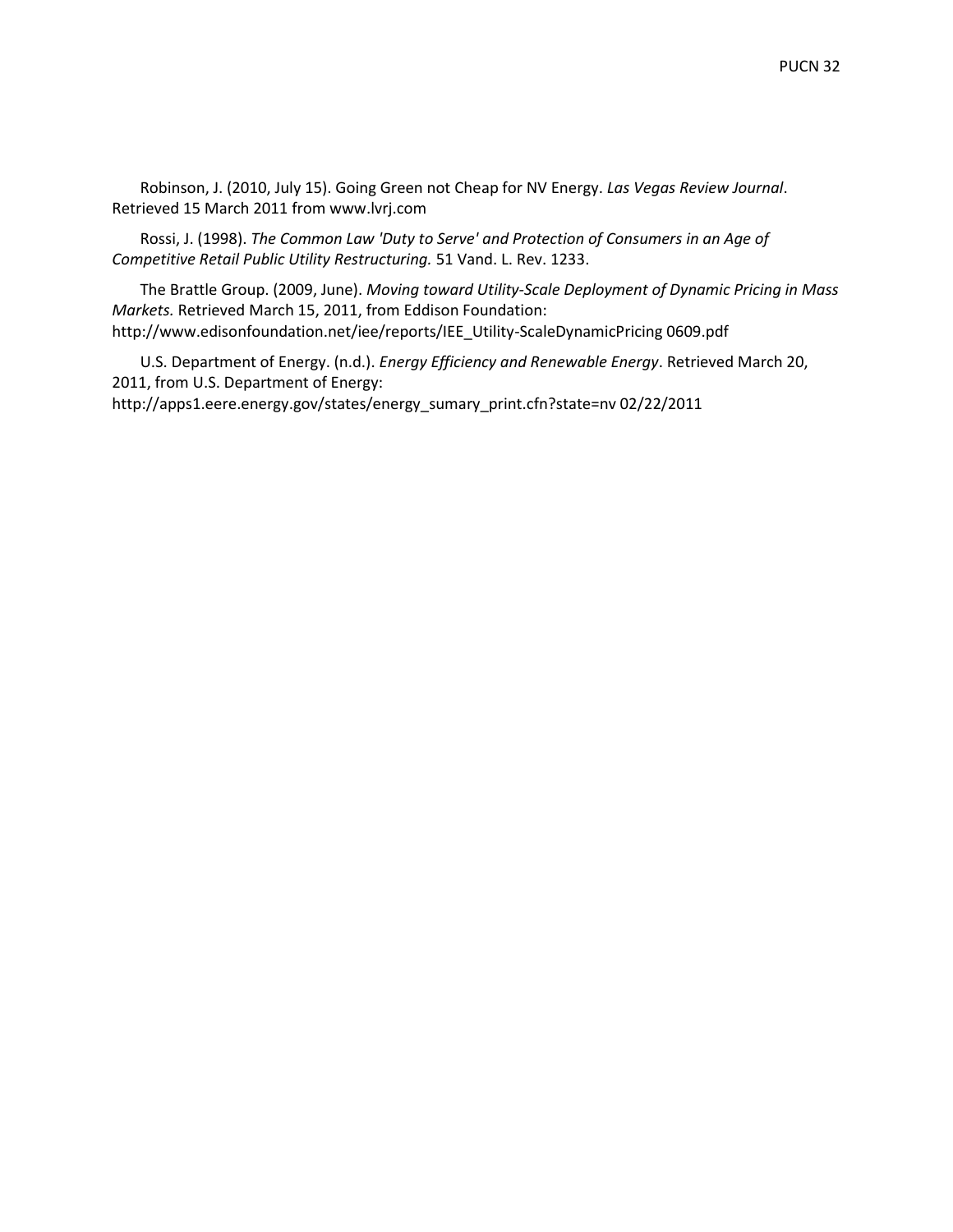Robinson, J. (2010, July 15). Going Green not Cheap for NV Energy. *Las Vegas Review Journal*. Retrieved 15 March 2011 from www.lvrj.com

Rossi, J. (1998). *The Common Law 'Duty to Serve' and Protection of Consumers in an Age of Competitive Retail Public Utility Restructuring.* 51 Vand. L. Rev. 1233.

The Brattle Group. (2009, June). *Moving toward Utility-Scale Deployment of Dynamic Pricing in Mass Markets.* Retrieved March 15, 2011, from Eddison Foundation: http://www.edisonfoundation.net/iee/reports/IEE_Utility-ScaleDynamicPricing 0609.pdf

U.S. Department of Energy. (n.d.). *Energy Efficiency and Renewable Energy*. Retrieved March 20, 2011, from U.S. Department of Energy: http://apps1.eere.energy.gov/states/energy_sumary_print.cfn?state=nv 02/22/2011